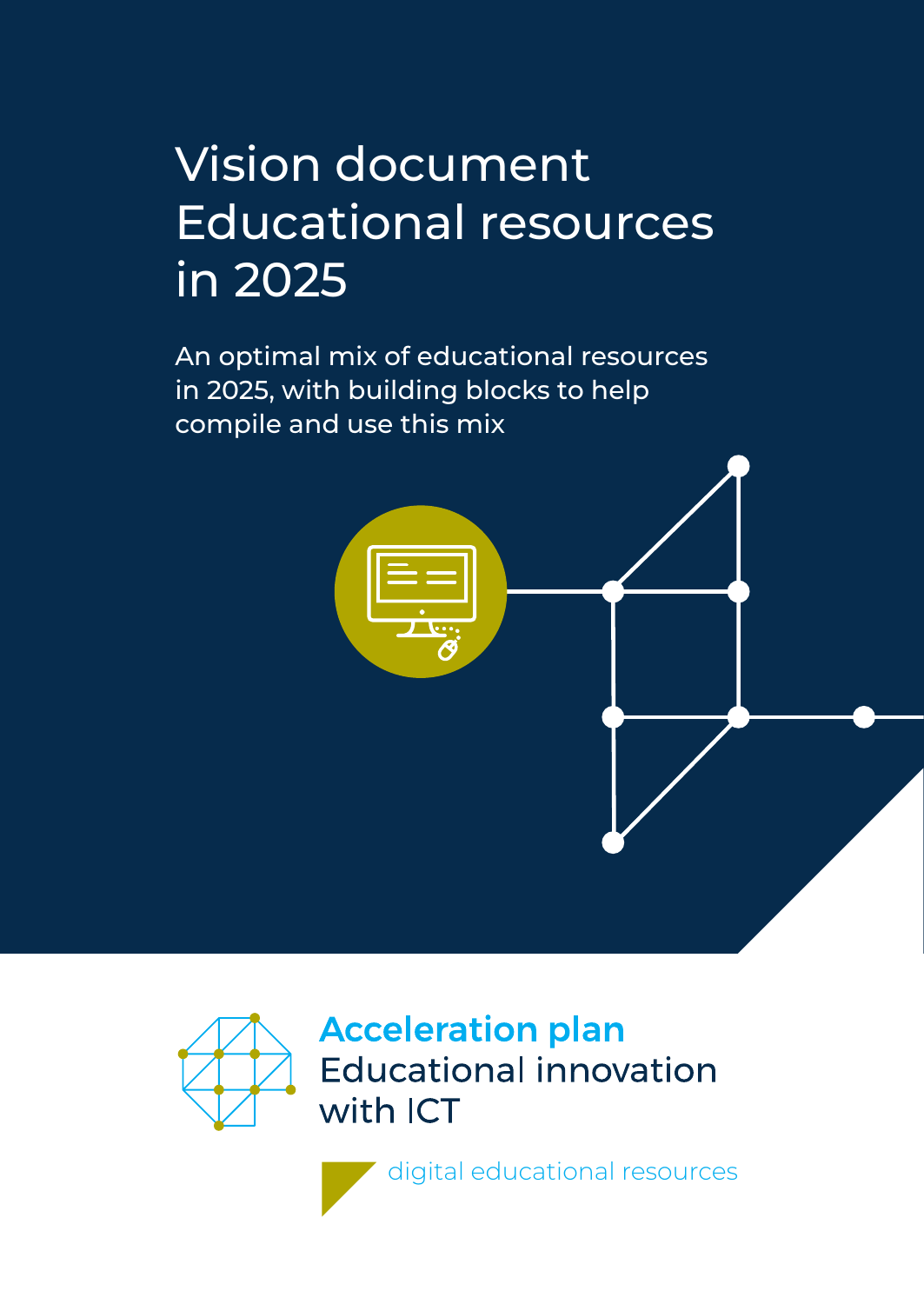# Vision document Educational resources in 2025

An optimal mix of educational resources in 2025, with building blocks to help compile and use this mix

**Acceleration plan**
Educational innovation with ICT

digital educational resources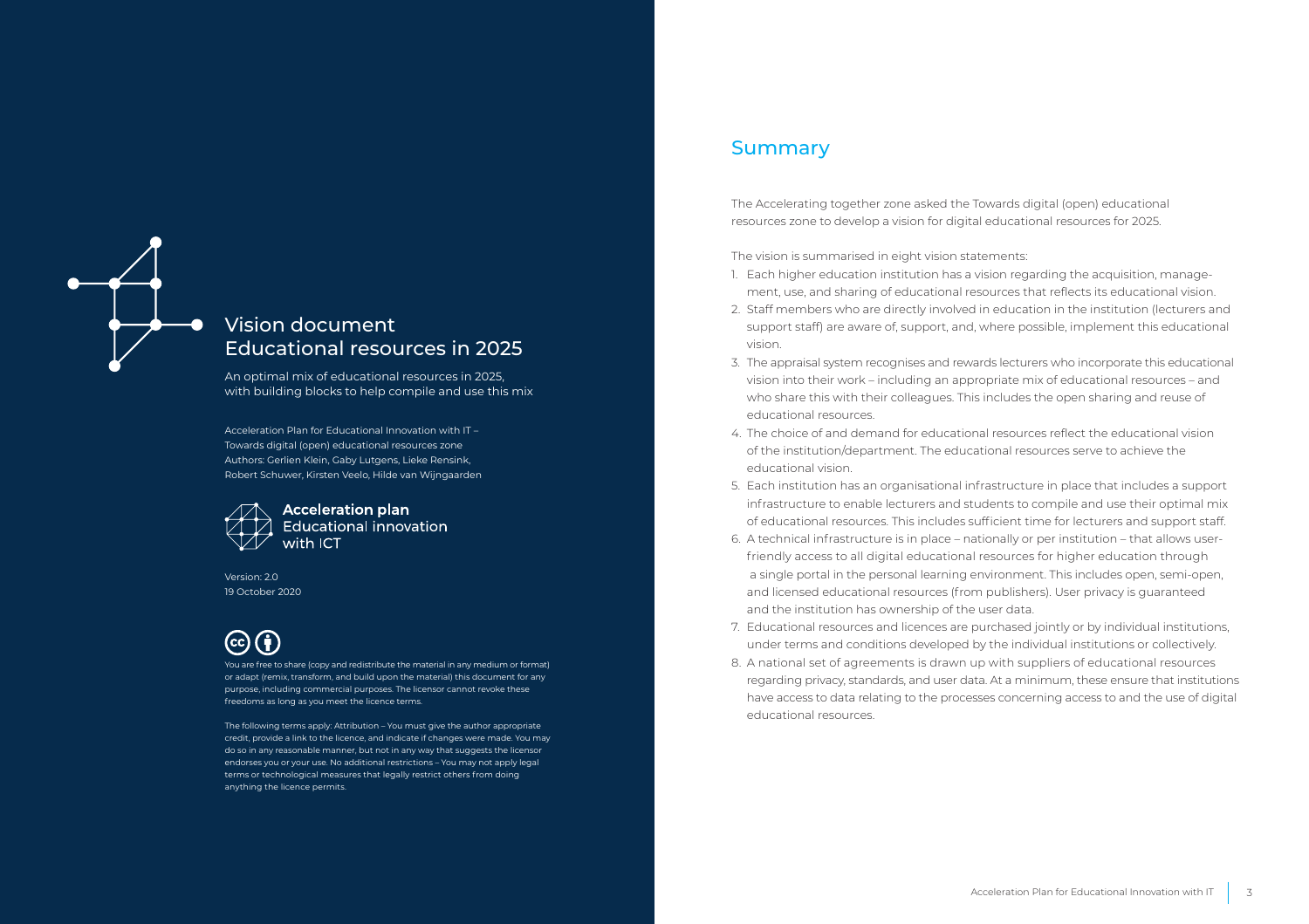# Vision document
# Educational resources in 2025

An optimal mix of educational resources in 2025, with building blocks to help compile and use this mix

Acceleration Plan for Educational Innovation with IT – Towards digital (open) educational resources zone
Authors: Gerlien Klein, Gaby Lutgens, Lieke Rensink, Robert Schuwer, Kirsten Veelo, Hilde van Wijngaarden

**Acceleration plan**
Educational innovation with ICT

Version: 2.0
19 October 2020

You are free to share (copy and redistribute the material in any medium or format) or adapt (remix, transform, and build upon the material) this document for any purpose, including commercial purposes. The licensor cannot revoke these freedoms as long as you meet the licence terms.

The following terms apply: Attribution – You must give the author appropriate credit, provide a link to the licence, and indicate if changes were made. You may do so in any reasonable manner, but not in any way that suggests the licensor endorses you or your use. No additional restrictions – You may not apply legal terms or technological measures that legally restrict others from doing anything the licence permits.

## Summary

The Accelerating together zone asked the Towards digital (open) educational resources zone to develop a vision for digital educational resources for 2025.

The vision is summarised in eight vision statements:

1. Each higher education institution has a vision regarding the acquisition, management, use, and sharing of educational resources that reflects its educational vision.
2. Staff members who are directly involved in education in the institution (lecturers and support staff) are aware of, support, and, where possible, implement this educational vision.
3. The appraisal system recognises and rewards lecturers who incorporate this educational vision into their work – including an appropriate mix of educational resources – and who share this with their colleagues. This includes the open sharing and reuse of educational resources.
4. The choice of and demand for educational resources reflect the educational vision of the institution/department. The educational resources serve to achieve the educational vision.
5. Each institution has an organisational infrastructure in place that includes a support infrastructure to enable lecturers and students to compile and use their optimal mix of educational resources. This includes sufficient time for lecturers and support staff.
6. A technical infrastructure is in place – nationally or per institution – that allows user-friendly access to all digital educational resources for higher education through a single portal in the personal learning environment. This includes open, semi-open, and licensed educational resources (from publishers). User privacy is guaranteed and the institution has ownership of the user data.
7. Educational resources and licences are purchased jointly or by individual institutions, under terms and conditions developed by the individual institutions or collectively.
8. A national set of agreements is drawn up with suppliers of educational resources regarding privacy, standards, and user data. At a minimum, these ensure that institutions have access to data relating to the processes concerning access to and the use of digital educational resources.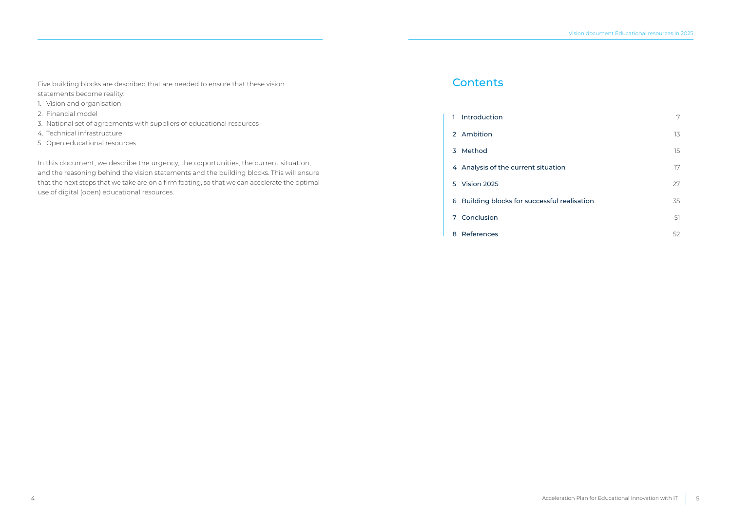Five building blocks are described that are needed to ensure that these vision statements become reality:

1. Vision and organisation
2. Financial model
3. National set of agreements with suppliers of educational resources
4. Technical infrastructure
5. Open educational resources

In this document, we describe the urgency, the opportunities, the current situation, and the reasoning behind the vision statements and the building blocks. This will ensure that the next steps that we take are on a firm footing, so that we can accelerate the optimal use of digital (open) educational resources.

## Contents

| | |
|---|---|
| 1 Introduction | 7 |
| 2 Ambition | 13 |
| 3 Method | 15 |
| 4 Analysis of the current situation | 17 |
| 5 Vision 2025 | 27 |
| 6 Building blocks for successful realisation | 35 |
| 7 Conclusion | 51 |
| 8 References | 52 |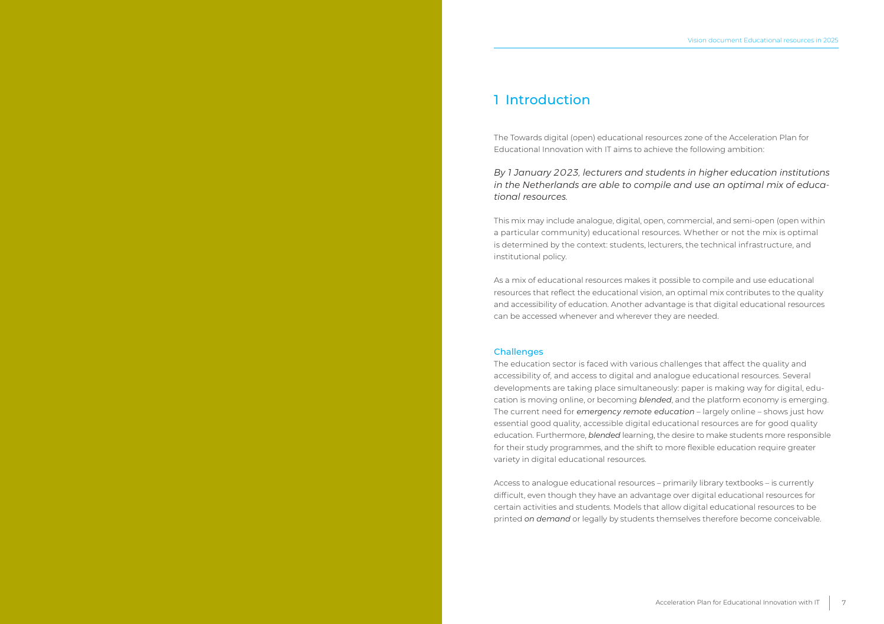# 1 Introduction

The Towards digital (open) educational resources zone of the Acceleration Plan for Educational Innovation with IT aims to achieve the following ambition:

*By 1 January 2023, lecturers and students in higher education institutions in the Netherlands are able to compile and use an optimal mix of educational resources.*

This mix may include analogue, digital, open, commercial, and semi-open (open within a particular community) educational resources. Whether or not the mix is optimal is determined by the context: students, lecturers, the technical infrastructure, and institutional policy.

As a mix of educational resources makes it possible to compile and use educational resources that reflect the educational vision, an optimal mix contributes to the quality and accessibility of education. Another advantage is that digital educational resources can be accessed whenever and wherever they are needed.

### Challenges

The education sector is faced with various challenges that affect the quality and accessibility of, and access to digital and analogue educational resources. Several developments are taking place simultaneously: paper is making way for digital, education is moving online, or becoming *blended*, and the platform economy is emerging. The current need for *emergency remote education* – largely online – shows just how essential good quality, accessible digital educational resources are for good quality education. Furthermore, *blended* learning, the desire to make students more responsible for their study programmes, and the shift to more flexible education require greater variety in digital educational resources.

Access to analogue educational resources – primarily library textbooks – is currently difficult, even though they have an advantage over digital educational resources for certain activities and students. Models that allow digital educational resources to be printed *on demand* or legally by students themselves therefore become conceivable.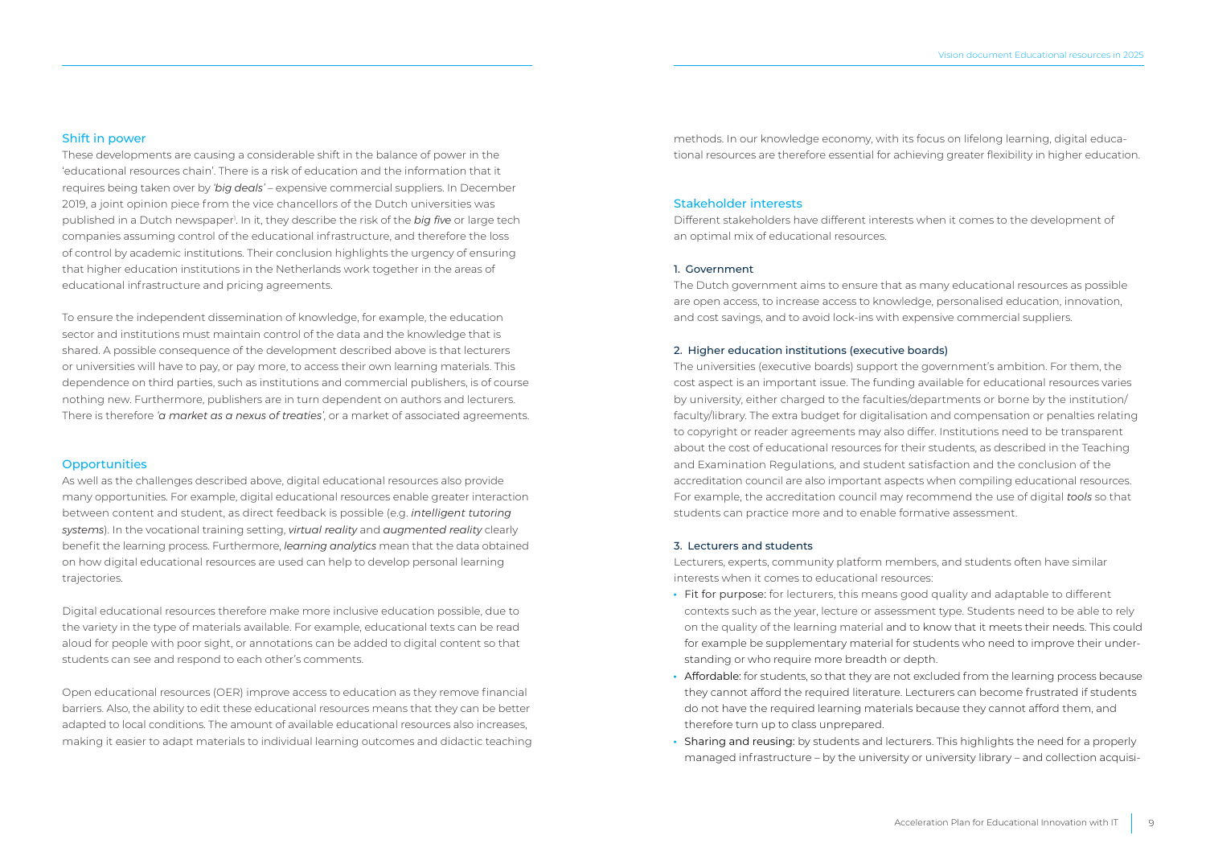## Shift in power

These developments are causing a considerable shift in the balance of power in the 'educational resources chain'. There is a risk of education and the information that it requires being taken over by *'big deals'* – expensive commercial suppliers. In December 2019, a joint opinion piece from the vice chancellors of the Dutch universities was published in a Dutch newspaper[i]. In it, they describe the risk of the *big five* or large tech companies assuming control of the educational infrastructure, and therefore the loss of control by academic institutions. Their conclusion highlights the urgency of ensuring that higher education institutions in the Netherlands work together in the areas of educational infrastructure and pricing agreements.

To ensure the independent dissemination of knowledge, for example, the education sector and institutions must maintain control of the data and the knowledge that is shared. A possible consequence of the development described above is that lecturers or universities will have to pay, or pay more, to access their own learning materials. This dependence on third parties, such as institutions and commercial publishers, is of course nothing new. Furthermore, publishers are in turn dependent on authors and lecturers. There is therefore *'a market as a nexus of treaties'*, or a market of associated agreements.

## Opportunities

As well as the challenges described above, digital educational resources also provide many opportunities. For example, digital educational resources enable greater interaction between content and student, as direct feedback is possible (e.g. *intelligent tutoring systems*). In the vocational training setting, *virtual reality* and *augmented reality* clearly benefit the learning process. Furthermore, *learning analytics* mean that the data obtained on how digital educational resources are used can help to develop personal learning trajectories.

Digital educational resources therefore make more inclusive education possible, due to the variety in the type of materials available. For example, educational texts can be read aloud for people with poor sight, or annotations can be added to digital content so that students can see and respond to each other's comments.

Open educational resources (OER) improve access to education as they remove financial barriers. Also, the ability to edit these educational resources means that they can be better adapted to local conditions. The amount of available educational resources also increases, making it easier to adapt materials to individual learning outcomes and didactic teaching methods. In our knowledge economy, with its focus on lifelong learning, digital educational resources are therefore essential for achieving greater flexibility in higher education.

## Stakeholder interests

Different stakeholders have different interests when it comes to the development of an optimal mix of educational resources.

### 1. Government

The Dutch government aims to ensure that as many educational resources as possible are open access, to increase access to knowledge, personalised education, innovation, and cost savings, and to avoid lock-ins with expensive commercial suppliers.

### 2. Higher education institutions (executive boards)

The universities (executive boards) support the government's ambition. For them, the cost aspect is an important issue. The funding available for educational resources varies by university, either charged to the faculties/departments or borne by the institution/faculty/library. The extra budget for digitalisation and compensation or penalties relating to copyright or reader agreements may also differ. Institutions need to be transparent about the cost of educational resources for their students, as described in the Teaching and Examination Regulations, and student satisfaction and the conclusion of the accreditation council are also important aspects when compiling educational resources. For example, the accreditation council may recommend the use of digital *tools* so that students can practice more and to enable formative assessment.

### 3. Lecturers and students

Lecturers, experts, community platform members, and students often have similar interests when it comes to educational resources:

- Fit for purpose: for lecturers, this means good quality and adaptable to different contexts such as the year, lecture or assessment type. Students need to be able to rely on the quality of the learning material and to know that it meets their needs. This could for example be supplementary material for students who need to improve their understanding or who require more breadth or depth.
- Affordable: for students, so that they are not excluded from the learning process because they cannot afford the required literature. Lecturers can become frustrated if students do not have the required learning materials because they cannot afford them, and therefore turn up to class unprepared.
- Sharing and reusing: by students and lecturers. This highlights the need for a properly managed infrastructure – by the university or university library – and collection acquisi-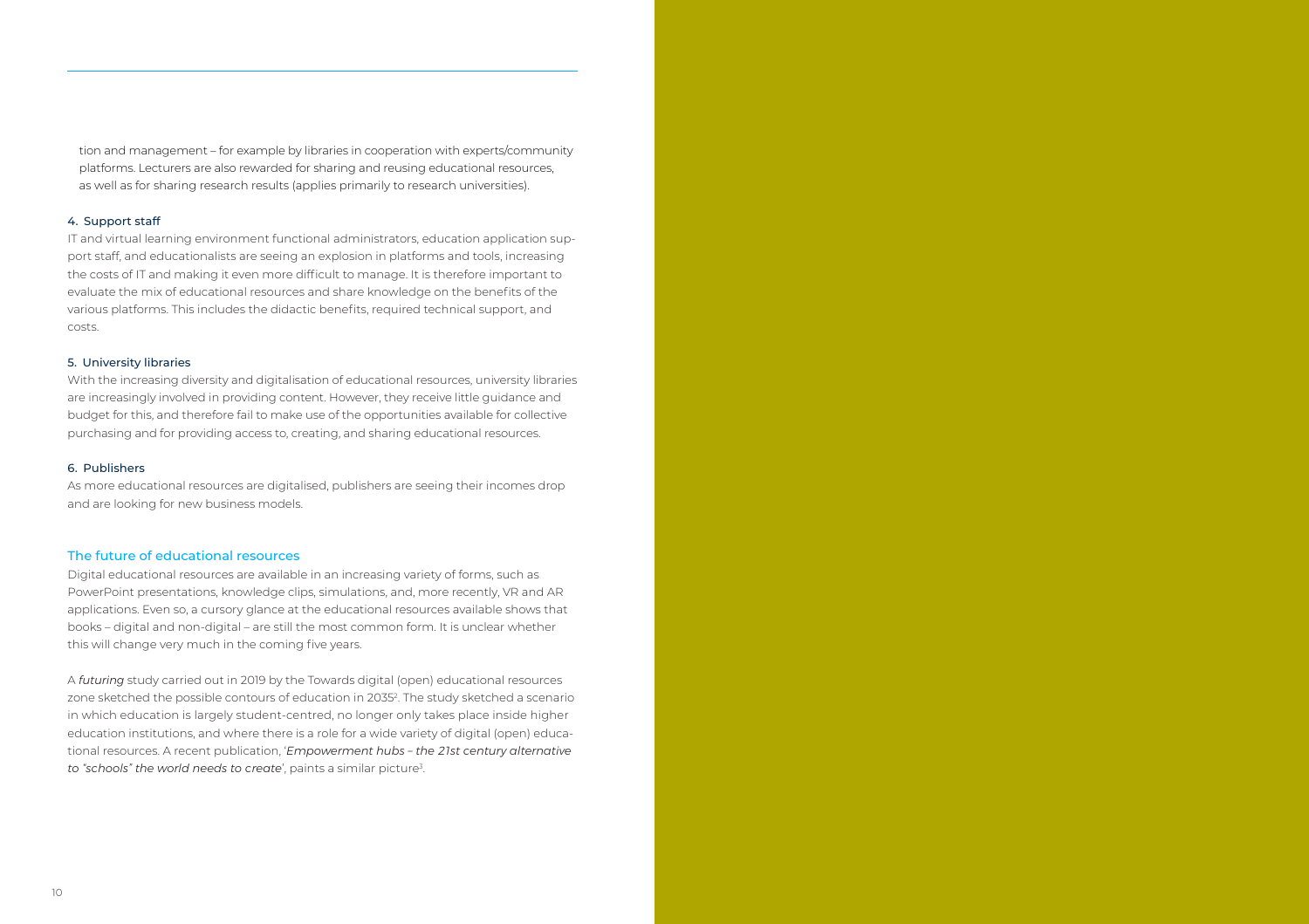tion and management – for example by libraries in cooperation with experts/community platforms. Lecturers are also rewarded for sharing and reusing educational resources, as well as for sharing research results (applies primarily to research universities).

#### 4. Support staff

IT and virtual learning environment functional administrators, education application support staff, and educationalists are seeing an explosion in platforms and tools, increasing the costs of IT and making it even more difficult to manage. It is therefore important to evaluate the mix of educational resources and share knowledge on the benefits of the various platforms. This includes the didactic benefits, required technical support, and costs.

#### 5. University libraries

With the increasing diversity and digitalisation of educational resources, university libraries are increasingly involved in providing content. However, they receive little guidance and budget for this, and therefore fail to make use of the opportunities available for collective purchasing and for providing access to, creating, and sharing educational resources.

#### 6. Publishers

As more educational resources are digitalised, publishers are seeing their incomes drop and are looking for new business models.

## The future of educational resources

Digital educational resources are available in an increasing variety of forms, such as PowerPoint presentations, knowledge clips, simulations, and, more recently, VR and AR applications. Even so, a cursory glance at the educational resources available shows that books – digital and non-digital – are still the most common form. It is unclear whether this will change very much in the coming five years.

A *futuring* study carried out in 2019 by the Towards digital (open) educational resources zone sketched the possible contours of education in 2035[2]. The study sketched a scenario in which education is largely student-centred, no longer only takes place inside higher education institutions, and where there is a role for a wide variety of digital (open) educational resources. A recent publication, '*Empowerment hubs – the 21st century alternative to "schools" the world needs to create*', paints a similar picture[3].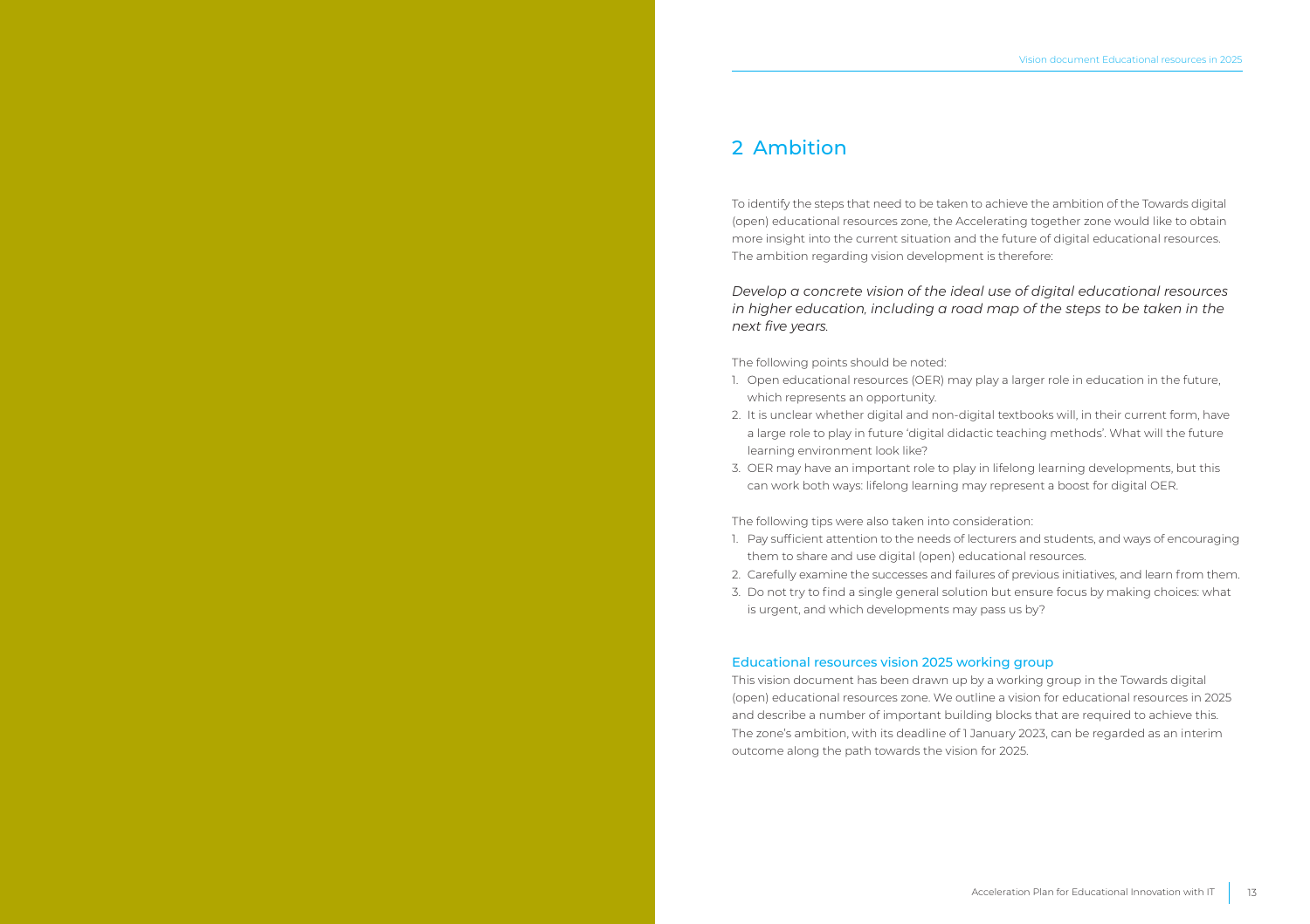# 2 Ambition

To identify the steps that need to be taken to achieve the ambition of the Towards digital (open) educational resources zone, the Accelerating together zone would like to obtain more insight into the current situation and the future of digital educational resources. The ambition regarding vision development is therefore:

*Develop a concrete vision of the ideal use of digital educational resources in higher education, including a road map of the steps to be taken in the next five years.*

The following points should be noted:

1. Open educational resources (OER) may play a larger role in education in the future, which represents an opportunity.
2. It is unclear whether digital and non-digital textbooks will, in their current form, have a large role to play in future 'digital didactic teaching methods'. What will the future learning environment look like?
3. OER may have an important role to play in lifelong learning developments, but this can work both ways: lifelong learning may represent a boost for digital OER.

The following tips were also taken into consideration:

1. Pay sufficient attention to the needs of lecturers and students, and ways of encouraging them to share and use digital (open) educational resources.
2. Carefully examine the successes and failures of previous initiatives, and learn from them.
3. Do not try to find a single general solution but ensure focus by making choices: what is urgent, and which developments may pass us by?

### Educational resources vision 2025 working group

This vision document has been drawn up by a working group in the Towards digital (open) educational resources zone. We outline a vision for educational resources in 2025 and describe a number of important building blocks that are required to achieve this. The zone's ambition, with its deadline of 1 January 2023, can be regarded as an interim outcome along the path towards the vision for 2025.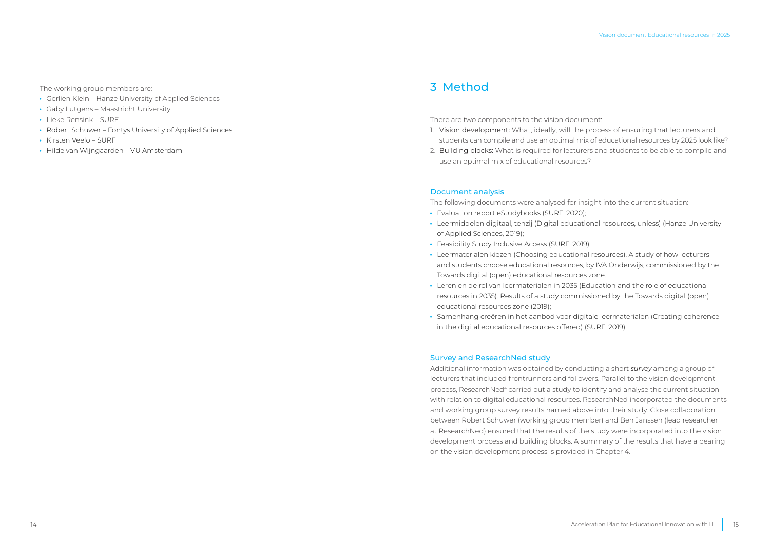The working group members are:

- Gerlien Klein – Hanze University of Applied Sciences
- Gaby Lutgens – Maastricht University
- Lieke Rensink – SURF
- Robert Schuwer – Fontys University of Applied Sciences
- Kirsten Veelo – SURF
- Hilde van Wijngaarden – VU Amsterdam

# 3 Method

There are two components to the vision document:

1. Vision development: What, ideally, will the process of ensuring that lecturers and students can compile and use an optimal mix of educational resources by 2025 look like?
2. Building blocks: What is required for lecturers and students to be able to compile and use an optimal mix of educational resources?

### Document analysis

The following documents were analysed for insight into the current situation:

- Evaluation report eStudybooks (SURF, 2020);
- Leermiddelen digitaal, tenzij (Digital educational resources, unless) (Hanze University of Applied Sciences, 2019);
- Feasibility Study Inclusive Access (SURF, 2019);
- Leermaterialen kiezen (Choosing educational resources). A study of how lecturers and students choose educational resources, by IVA Onderwijs, commissioned by the Towards digital (open) educational resources zone.
- Leren en de rol van leermaterialen in 2035 (Education and the role of educational resources in 2035). Results of a study commissioned by the Towards digital (open) educational resources zone (2019);
- Samenhang creëren in het aanbod voor digitale leermaterialen (Creating coherence in the digital educational resources offered) (SURF, 2019).

### Survey and ResearchNed study

Additional information was obtained by conducting a short *survey* among a group of lecturers that included frontrunners and followers. Parallel to the vision development process, ResearchNed[4] carried out a study to identify and analyse the current situation with relation to digital educational resources. ResearchNed incorporated the documents and working group survey results named above into their study. Close collaboration between Robert Schuwer (working group member) and Ben Janssen (lead researcher at ResearchNed) ensured that the results of the study were incorporated into the vision development process and building blocks. A summary of the results that have a bearing on the vision development process is provided in Chapter 4.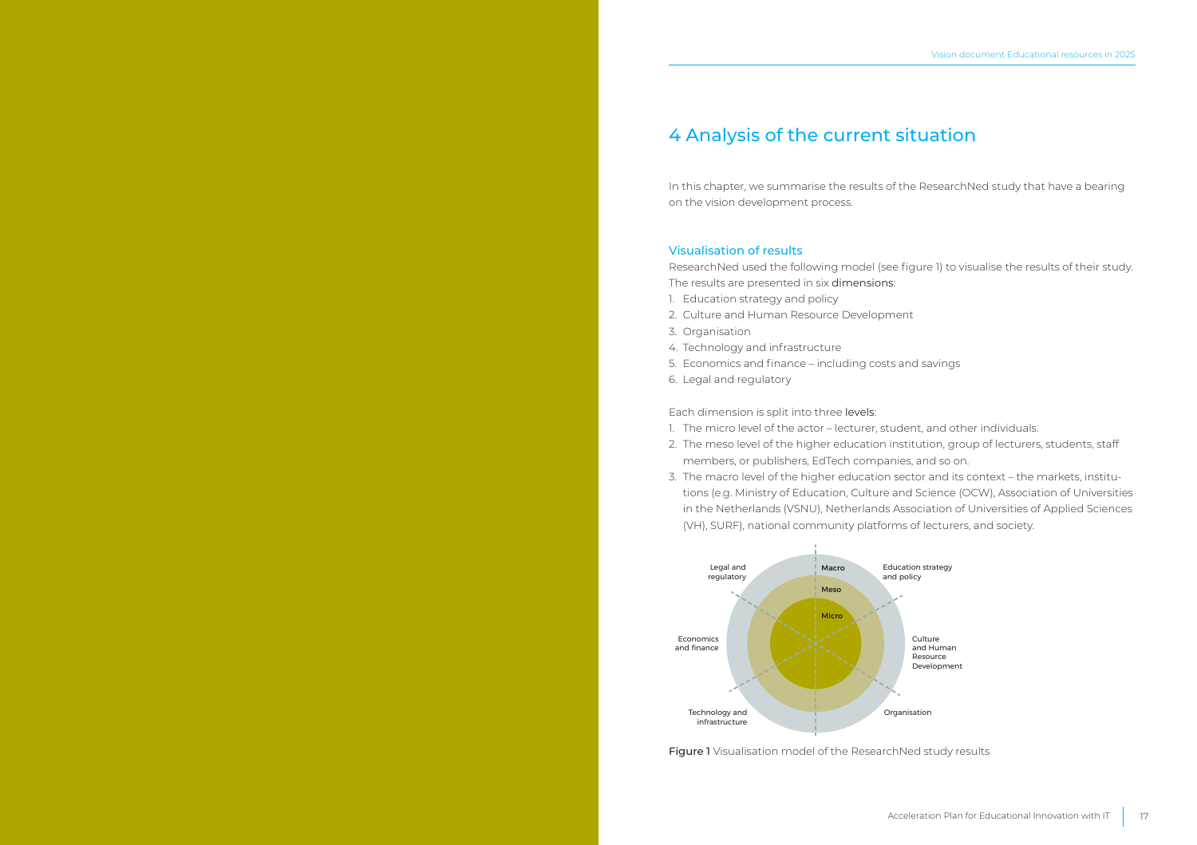# 4 Analysis of the current situation

In this chapter, we summarise the results of the ResearchNed study that have a bearing on the vision development process.

## Visualisation of results

ResearchNed used the following model (see figure 1) to visualise the results of their study. The results are presented in six dimensions:

1. Education strategy and policy
2. Culture and Human Resource Development
3. Organisation
4. Technology and infrastructure
5. Economics and finance – including costs and savings
6. Legal and regulatory

Each dimension is split into three levels:

1. The micro level of the actor – lecturer, student, and other individuals.
2. The meso level of the higher education institution, group of lecturers, students, staff members, or publishers, EdTech companies, and so on.
3. The macro level of the higher education sector and its context – the markets, institutions (e.g. Ministry of Education, Culture and Science (OCW), Association of Universities in the Netherlands (VSNU), Netherlands Association of Universities of Applied Sciences (VH), SURF), national community platforms of lecturers, and society.

**Figure 1** Visualisation model of the ResearchNed study results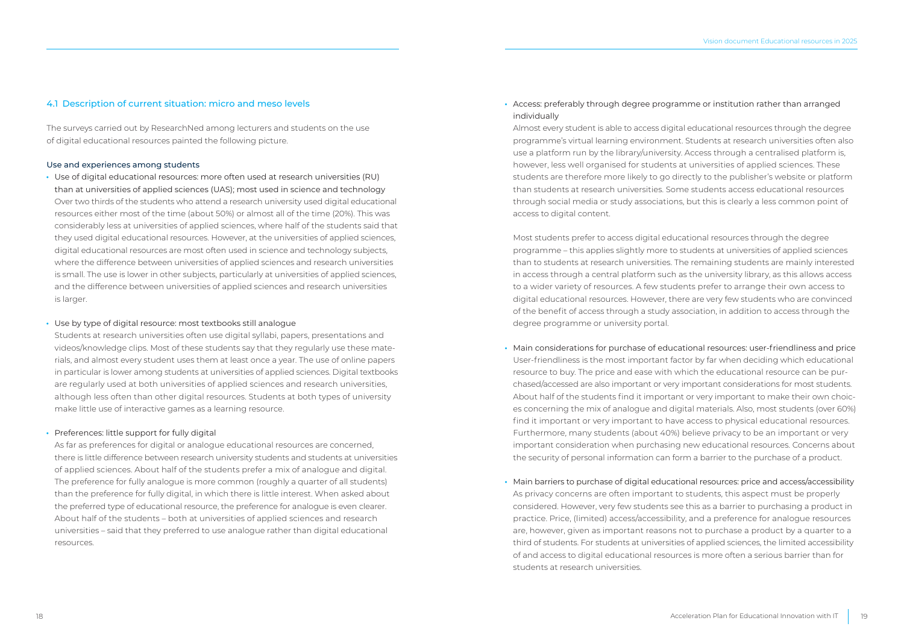## 4.1 Description of current situation: micro and meso levels

The surveys carried out by ResearchNed among lecturers and students on the use of digital educational resources painted the following picture.

### Use and experiences among students

- Use of digital educational resources: more often used at research universities (RU) than at universities of applied sciences (UAS); most used in science and technology

  Over two thirds of the students who attend a research university used digital educational resources either most of the time (about 50%) or almost all of the time (20%). This was considerably less at universities of applied sciences, where half of the students said that they used digital educational resources. However, at the universities of applied sciences, digital educational resources are most often used in science and technology subjects, where the difference between universities of applied sciences and research universities is small. The use is lower in other subjects, particularly at universities of applied sciences, and the difference between universities of applied sciences and research universities is larger.

- Use by type of digital resource: most textbooks still analogue

  Students at research universities often use digital syllabi, papers, presentations and videos/knowledge clips. Most of these students say that they regularly use these materials, and almost every student uses them at least once a year. The use of online papers in particular is lower among students at universities of applied sciences. Digital textbooks are regularly used at both universities of applied sciences and research universities, although less often than other digital resources. Students at both types of university make little use of interactive games as a learning resource.

- Preferences: little support for fully digital

  As far as preferences for digital or analogue educational resources are concerned, there is little difference between research university students and students at universities of applied sciences. About half of the students prefer a mix of analogue and digital. The preference for fully analogue is more common (roughly a quarter of all students) than the preference for fully digital, in which there is little interest. When asked about the preferred type of educational resource, the preference for analogue is even clearer. About half of the students – both at universities of applied sciences and research universities – said that they preferred to use analogue rather than digital educational resources.

- Access: preferably through degree programme or institution rather than arranged individually

  Almost every student is able to access digital educational resources through the degree programme's virtual learning environment. Students at research universities often also use a platform run by the library/university. Access through a centralised platform is, however, less well organised for students at universities of applied sciences. These students are therefore more likely to go directly to the publisher's website or platform than students at research universities. Some students access educational resources through social media or study associations, but this is clearly a less common point of access to digital content.

  Most students prefer to access digital educational resources through the degree programme – this applies slightly more to students at universities of applied sciences than to students at research universities. The remaining students are mainly interested in access through a central platform such as the university library, as this allows access to a wider variety of resources. A few students prefer to arrange their own access to digital educational resources. However, there are very few students who are convinced of the benefit of access through a study association, in addition to access through the degree programme or university portal.

- Main considerations for purchase of educational resources: user-friendliness and price

  User-friendliness is the most important factor by far when deciding which educational resource to buy. The price and ease with which the educational resource can be purchased/accessed are also important or very important considerations for most students. About half of the students find it important or very important to make their own choices concerning the mix of analogue and digital materials. Also, most students (over 60%) find it important or very important to have access to physical educational resources. Furthermore, many students (about 40%) believe privacy to be an important or very important consideration when purchasing new educational resources. Concerns about the security of personal information can form a barrier to the purchase of a product.

- Main barriers to purchase of digital educational resources: price and access/accessibility

  As privacy concerns are often important to students, this aspect must be properly considered. However, very few students see this as a barrier to purchasing a product in practice. Price, (limited) access/accessibility, and a preference for analogue resources are, however, given as important reasons not to purchase a product by a quarter to a third of students. For students at universities of applied sciences, the limited accessibility of and access to digital educational resources is more often a serious barrier than for students at research universities.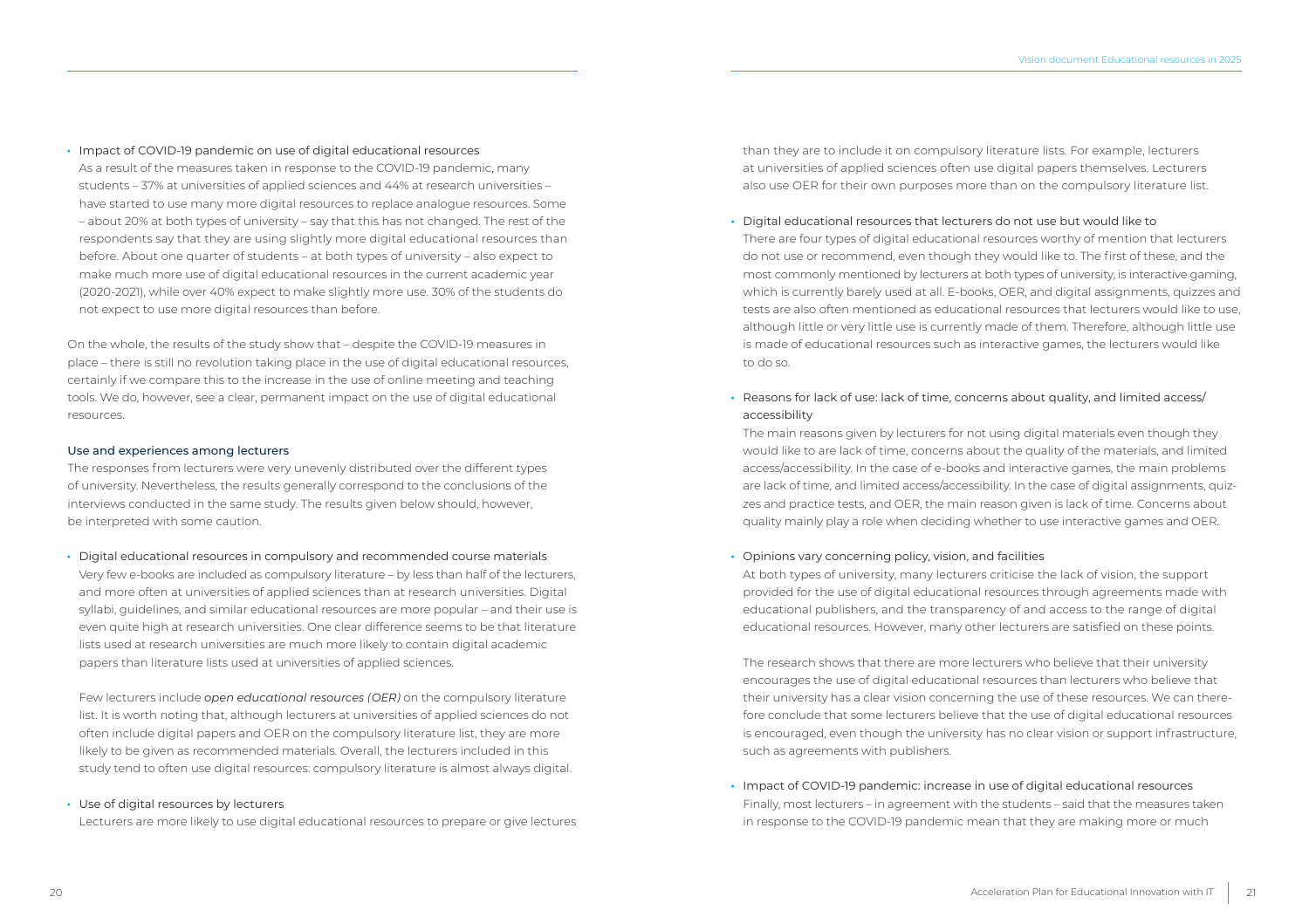- Impact of COVID-19 pandemic on use of digital educational resources
  As a result of the measures taken in response to the COVID-19 pandemic, many students – 37% at universities of applied sciences and 44% at research universities – have started to use many more digital resources to replace analogue resources. Some – about 20% at both types of university – say that this has not changed. The rest of the respondents say that they are using slightly more digital educational resources than before. About one quarter of students – at both types of university – also expect to make much more use of digital educational resources in the current academic year (2020-2021), while over 40% expect to make slightly more use. 30% of the students do not expect to use more digital resources than before.

On the whole, the results of the study show that – despite the COVID-19 measures in place – there is still no revolution taking place in the use of digital educational resources, certainly if we compare this to the increase in the use of online meeting and teaching tools. We do, however, see a clear, permanent impact on the use of digital educational resources.

### Use and experiences among lecturers

The responses from lecturers were very unevenly distributed over the different types of university. Nevertheless, the results generally correspond to the conclusions of the interviews conducted in the same study. The results given below should, however, be interpreted with some caution.

- Digital educational resources in compulsory and recommended course materials
  Very few e-books are included as compulsory literature – by less than half of the lecturers, and more often at universities of applied sciences than at research universities. Digital syllabi, guidelines, and similar educational resources are more popular – and their use is even quite high at research universities. One clear difference seems to be that literature lists used at research universities are much more likely to contain digital academic papers than literature lists used at universities of applied sciences.

  Few lecturers include *open educational resources (OER)* on the compulsory literature list. It is worth noting that, although lecturers at universities of applied sciences do not often include digital papers and OER on the compulsory literature list, they are more likely to be given as recommended materials. Overall, the lecturers included in this study tend to often use digital resources: compulsory literature is almost always digital.

- Use of digital resources by lecturers
  Lecturers are more likely to use digital educational resources to prepare or give lectures than they are to include it on compulsory literature lists. For example, lecturers at universities of applied sciences often use digital papers themselves. Lecturers also use OER for their own purposes more than on the compulsory literature list.

- Digital educational resources that lecturers do not use but would like to
  There are four types of digital educational resources worthy of mention that lecturers do not use or recommend, even though they would like to. The first of these, and the most commonly mentioned by lecturers at both types of university, is interactive gaming, which is currently barely used at all. E-books, OER, and digital assignments, quizzes and tests are also often mentioned as educational resources that lecturers would like to use, although little or very little use is currently made of them. Therefore, although little use is made of educational resources such as interactive games, the lecturers would like to do so.

- Reasons for lack of use: lack of time, concerns about quality, and limited access/accessibility
  The main reasons given by lecturers for not using digital materials even though they would like to are lack of time, concerns about the quality of the materials, and limited access/accessibility. In the case of e-books and interactive games, the main problems are lack of time, and limited access/accessibility. In the case of digital assignments, quizzes and practice tests, and OER, the main reason given is lack of time. Concerns about quality mainly play a role when deciding whether to use interactive games and OER.

- Opinions vary concerning policy, vision, and facilities
  At both types of university, many lecturers criticise the lack of vision, the support provided for the use of digital educational resources through agreements made with educational publishers, and the transparency of and access to the range of digital educational resources. However, many other lecturers are satisfied on these points.

  The research shows that there are more lecturers who believe that their university encourages the use of digital educational resources than lecturers who believe that their university has a clear vision concerning the use of these resources. We can therefore conclude that some lecturers believe that the use of digital educational resources is encouraged, even though the university has no clear vision or support infrastructure, such as agreements with publishers.

- Impact of COVID-19 pandemic: increase in use of digital educational resources
  Finally, most lecturers – in agreement with the students – said that the measures taken in response to the COVID-19 pandemic mean that they are making more or much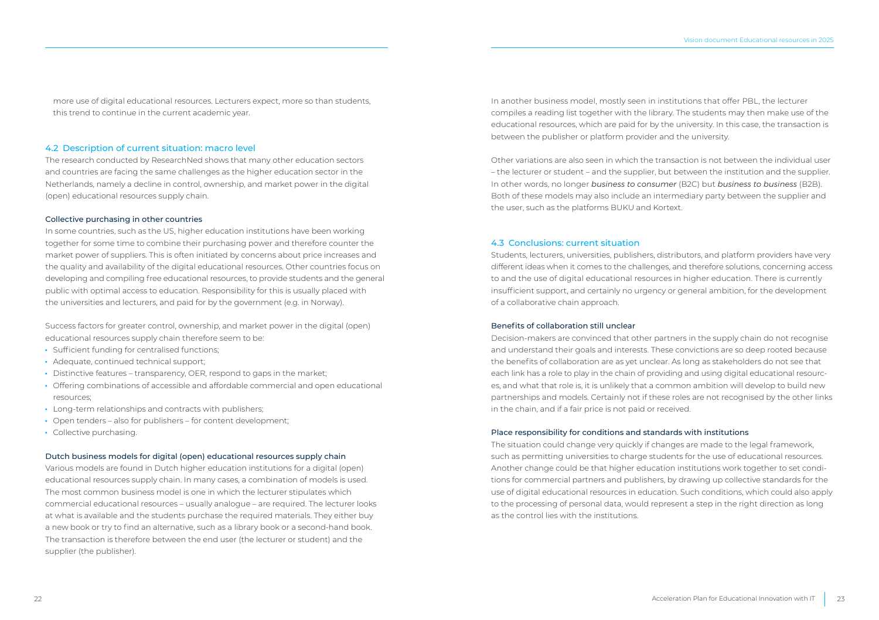more use of digital educational resources. Lecturers expect, more so than students, this trend to continue in the current academic year.

## 4.2 Description of current situation: macro level

The research conducted by ResearchNed shows that many other education sectors and countries are facing the same challenges as the higher education sector in the Netherlands, namely a decline in control, ownership, and market power in the digital (open) educational resources supply chain.

### Collective purchasing in other countries

In some countries, such as the US, higher education institutions have been working together for some time to combine their purchasing power and therefore counter the market power of suppliers. This is often initiated by concerns about price increases and the quality and availability of the digital educational resources. Other countries focus on developing and compiling free educational resources, to provide students and the general public with optimal access to education. Responsibility for this is usually placed with the universities and lecturers, and paid for by the government (e.g. in Norway).

Success factors for greater control, ownership, and market power in the digital (open) educational resources supply chain therefore seem to be:

- Sufficient funding for centralised functions;
- Adequate, continued technical support;
- Distinctive features – transparency, OER, respond to gaps in the market;
- Offering combinations of accessible and affordable commercial and open educational resources;
- Long-term relationships and contracts with publishers;
- Open tenders – also for publishers – for content development;
- Collective purchasing.

### Dutch business models for digital (open) educational resources supply chain

Various models are found in Dutch higher education institutions for a digital (open) educational resources supply chain. In many cases, a combination of models is used. The most common business model is one in which the lecturer stipulates which commercial educational resources – usually analogue – are required. The lecturer looks at what is available and the students purchase the required materials. They either buy a new book or try to find an alternative, such as a library book or a second-hand book. The transaction is therefore between the end user (the lecturer or student) and the supplier (the publisher).

In another business model, mostly seen in institutions that offer PBL, the lecturer compiles a reading list together with the library. The students may then make use of the educational resources, which are paid for by the university. In this case, the transaction is between the publisher or platform provider and the university.

Other variations are also seen in which the transaction is not between the individual user – the lecturer or student – and the supplier, but between the institution and the supplier. In other words, no longer *business to consumer* (B2C) but *business to business* (B2B). Both of these models may also include an intermediary party between the supplier and the user, such as the platforms BUKU and Kortext.

## 4.3 Conclusions: current situation

Students, lecturers, universities, publishers, distributors, and platform providers have very different ideas when it comes to the challenges, and therefore solutions, concerning access to and the use of digital educational resources in higher education. There is currently insufficient support, and certainly no urgency or general ambition, for the development of a collaborative chain approach.

### Benefits of collaboration still unclear

Decision-makers are convinced that other partners in the supply chain do not recognise and understand their goals and interests. These convictions are so deep rooted because the benefits of collaboration are as yet unclear. As long as stakeholders do not see that each link has a role to play in the chain of providing and using digital educational resources, and what that role is, it is unlikely that a common ambition will develop to build new partnerships and models. Certainly not if these roles are not recognised by the other links in the chain, and if a fair price is not paid or received.

### Place responsibility for conditions and standards with institutions

The situation could change very quickly if changes are made to the legal framework, such as permitting universities to charge students for the use of educational resources. Another change could be that higher education institutions work together to set conditions for commercial partners and publishers, by drawing up collective standards for the use of digital educational resources in education. Such conditions, which could also apply to the processing of personal data, would represent a step in the right direction as long as the control lies with the institutions.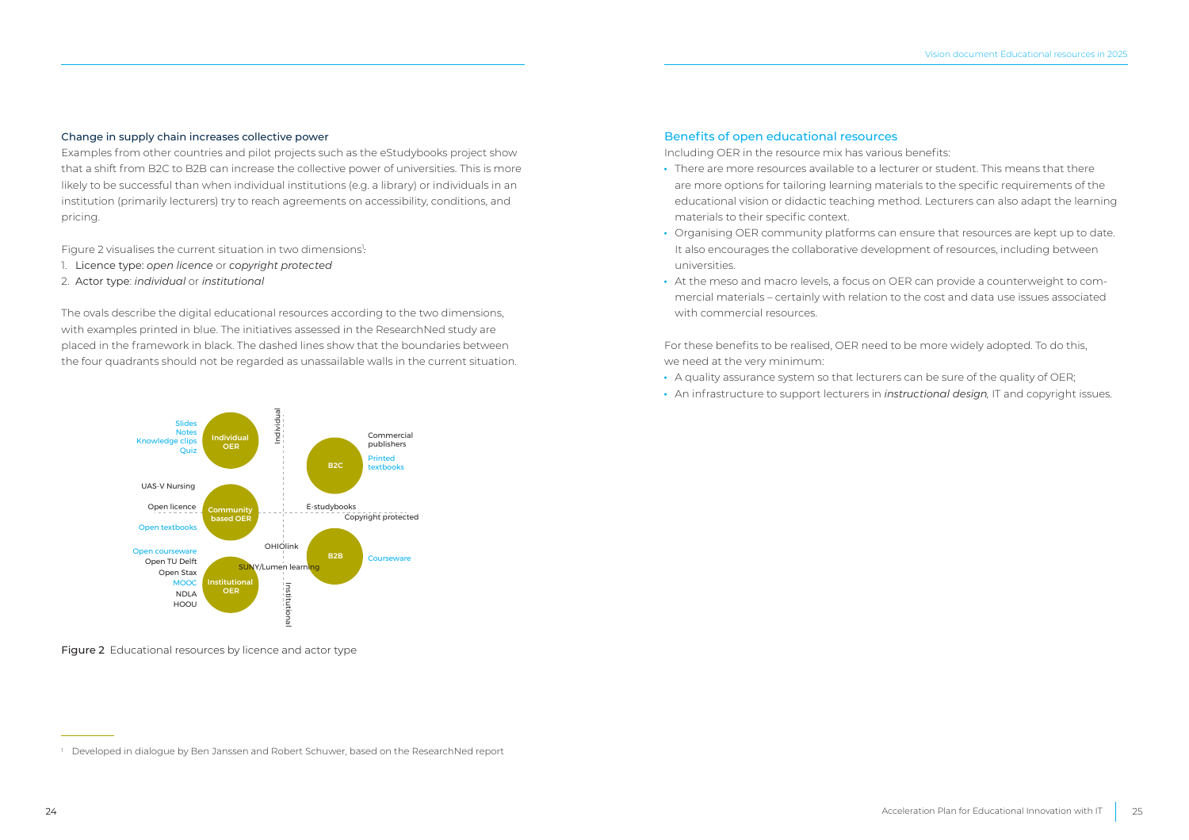### Change in supply chain increases collective power

Examples from other countries and pilot projects such as the eStudybooks project show that a shift from B2C to B2B can increase the collective power of universities. This is more likely to be successful than when individual institutions (e.g. a library) or individuals in an institution (primarily lecturers) try to reach agreements on accessibility, conditions, and pricing.

Figure 2 visualises the current situation in two dimensions[1]:

1. Licence type: *open licence* or *copyright protected*
2. Actor type: *individual* or *institutional*

The ovals describe the digital educational resources according to the two dimensions, with examples printed in blue. The initiatives assessed in the ResearchNed study are placed in the framework in black. The dashed lines show that the boundaries between the four quadrants should not be regarded as unassailable walls in the current situation.

Slides
Notes
Knowledge clips
Quiz
Individual OER
Individual
B2C
Commercial publishers
Printed textbooks
UAS-V Nursing
Open licence
Community based OER
E-studybooks
Copyright protected
Open textbooks
OHIOlink
B2B
Courseware
Open courseware
Open TU Delft
Open Stax
SUNY/Lumen learning
MOOC
NDLA
HOOU
Institutional OER
Institutional

**Figure 2** Educational resources by licence and actor type

## Benefits of open educational resources

Including OER in the resource mix has various benefits:

- There are more resources available to a lecturer or student. This means that there are more options for tailoring learning materials to the specific requirements of the educational vision or didactic teaching method. Lecturers can also adapt the learning materials to their specific context.
- Organising OER community platforms can ensure that resources are kept up to date. It also encourages the collaborative development of resources, including between universities.
- At the meso and macro levels, a focus on OER can provide a counterweight to commercial materials – certainly with relation to the cost and data use issues associated with commercial resources.

For these benefits to be realised, OER need to be more widely adopted. To do this, we need at the very minimum:

- A quality assurance system so that lecturers can be sure of the quality of OER;
- An infrastructure to support lecturers in *instructional design*, IT and copyright issues.

[1] Developed in dialogue by Ben Janssen and Robert Schuwer, based on the ResearchNed report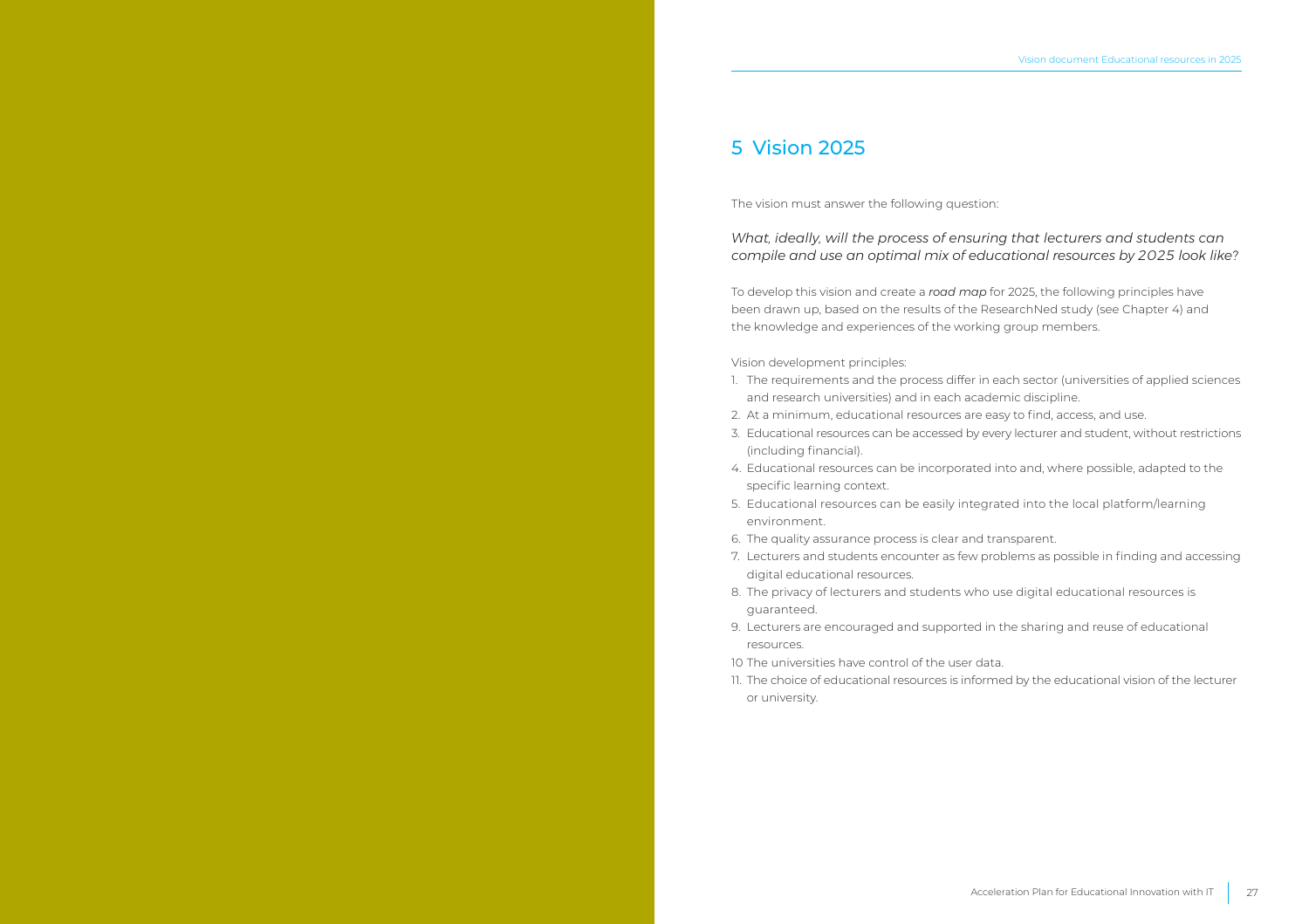# 5 Vision 2025

The vision must answer the following question:

*What, ideally, will the process of ensuring that lecturers and students can compile and use an optimal mix of educational resources by 2025 look like*?

To develop this vision and create a ***road map*** for 2025, the following principles have been drawn up, based on the results of the ResearchNed study (see Chapter 4) and the knowledge and experiences of the working group members.

Vision development principles:

1. The requirements and the process differ in each sector (universities of applied sciences and research universities) and in each academic discipline.
2. At a minimum, educational resources are easy to find, access, and use.
3. Educational resources can be accessed by every lecturer and student, without restrictions (including financial).
4. Educational resources can be incorporated into and, where possible, adapted to the specific learning context.
5. Educational resources can be easily integrated into the local platform/learning environment.
6. The quality assurance process is clear and transparent.
7. Lecturers and students encounter as few problems as possible in finding and accessing digital educational resources.
8. The privacy of lecturers and students who use digital educational resources is guaranteed.
9. Lecturers are encouraged and supported in the sharing and reuse of educational resources.
10. The universities have control of the user data.
11. The choice of educational resources is informed by the educational vision of the lecturer or university.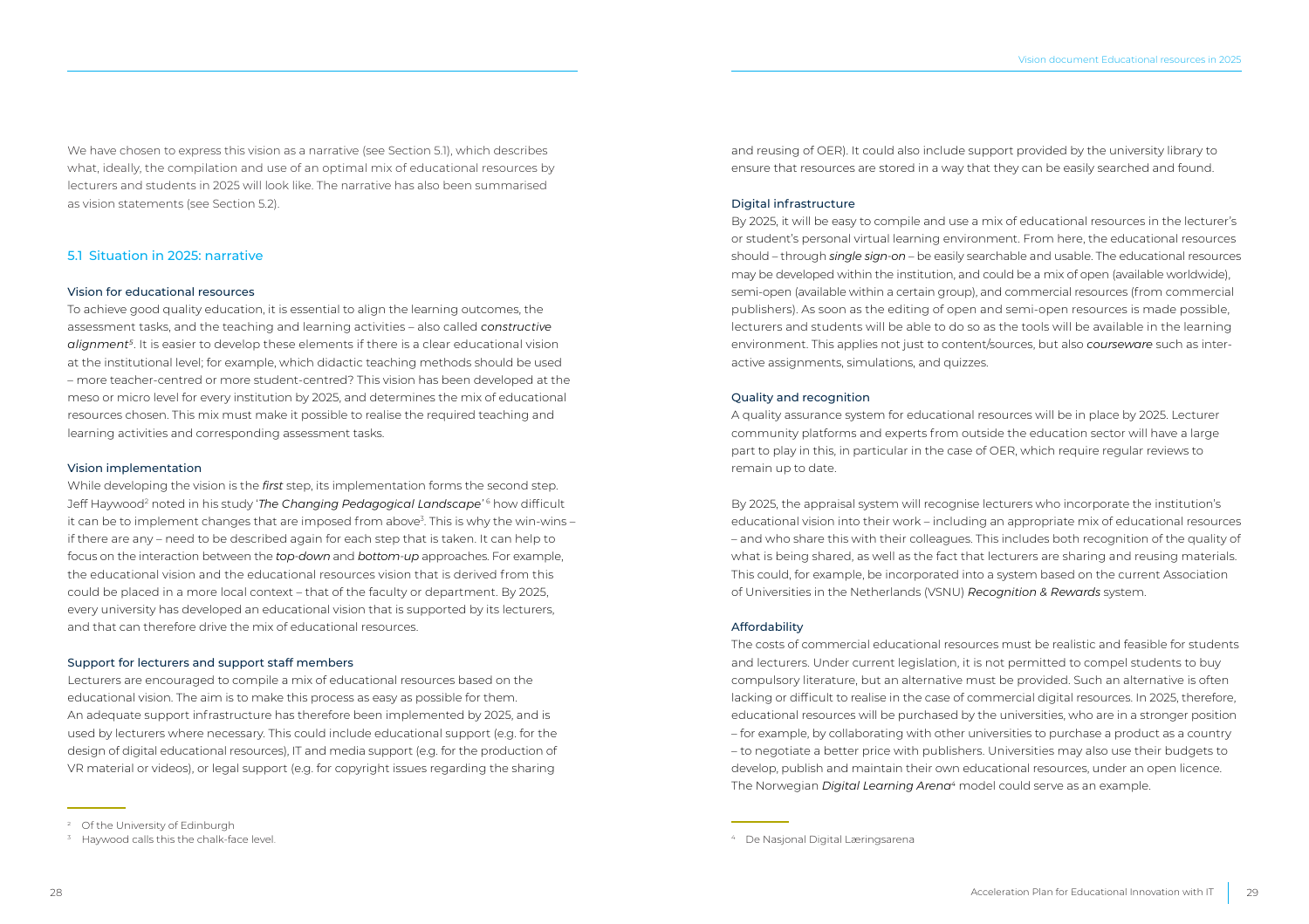We have chosen to express this vision as a narrative (see Section 5.1), which describes what, ideally, the compilation and use of an optimal mix of educational resources by lecturers and students in 2025 will look like. The narrative has also been summarised as vision statements (see Section 5.2).

## 5.1 Situation in 2025: narrative

### Vision for educational resources

To achieve good quality education, it is essential to align the learning outcomes, the assessment tasks, and the teaching and learning activities – also called *constructive alignment*[5]. It is easier to develop these elements if there is a clear educational vision at the institutional level; for example, which didactic teaching methods should be used – more teacher-centred or more student-centred? This vision has been developed at the meso or micro level for every institution by 2025, and determines the mix of educational resources chosen. This mix must make it possible to realise the required teaching and learning activities and corresponding assessment tasks.

### Vision implementation

While developing the vision is the *first* step, its implementation forms the second step. Jeff Haywood[2] noted in his study '*The Changing Pedagogical Landscape*'[6] how difficult it can be to implement changes that are imposed from above[3]. This is why the win-wins – if there are any – need to be described again for each step that is taken. It can help to focus on the interaction between the *top-down* and *bottom-up* approaches. For example, the educational vision and the educational resources vision that is derived from this could be placed in a more local context – that of the faculty or department. By 2025, every university has developed an educational vision that is supported by its lecturers, and that can therefore drive the mix of educational resources.

### Support for lecturers and support staff members

Lecturers are encouraged to compile a mix of educational resources based on the educational vision. The aim is to make this process as easy as possible for them. An adequate support infrastructure has therefore been implemented by 2025, and is used by lecturers where necessary. This could include educational support (e.g. for the design of digital educational resources), IT and media support (e.g. for the production of VR material or videos), or legal support (e.g. for copyright issues regarding the sharing and reusing of OER). It could also include support provided by the university library to ensure that resources are stored in a way that they can be easily searched and found.

### Digital infrastructure

By 2025, it will be easy to compile and use a mix of educational resources in the lecturer's or student's personal virtual learning environment. From here, the educational resources should – through *single sign-on* – be easily searchable and usable. The educational resources may be developed within the institution, and could be a mix of open (available worldwide), semi-open (available within a certain group), and commercial resources (from commercial publishers). As soon as the editing of open and semi-open resources is made possible, lecturers and students will be able to do so as the tools will be available in the learning environment. This applies not just to content/sources, but also *courseware* such as interactive assignments, simulations, and quizzes.

### Quality and recognition

A quality assurance system for educational resources will be in place by 2025. Lecturer community platforms and experts from outside the education sector will have a large part to play in this, in particular in the case of OER, which require regular reviews to remain up to date.

By 2025, the appraisal system will recognise lecturers who incorporate the institution's educational vision into their work – including an appropriate mix of educational resources – and who share this with their colleagues. This includes both recognition of the quality of what is being shared, as well as the fact that lecturers are sharing and reusing materials. This could, for example, be incorporated into a system based on the current Association of Universities in the Netherlands (VSNU) *Recognition & Rewards* system.

### Affordability

The costs of commercial educational resources must be realistic and feasible for students and lecturers. Under current legislation, it is not permitted to compel students to buy compulsory literature, but an alternative must be provided. Such an alternative is often lacking or difficult to realise in the case of commercial digital resources. In 2025, therefore, educational resources will be purchased by the universities, who are in a stronger position – for example, by collaborating with other universities to purchase a product as a country – to negotiate a better price with publishers. Universities may also use their budgets to develop, publish and maintain their own educational resources, under an open licence. The Norwegian *Digital Learning Arena*[4] model could serve as an example.

---

[2] Of the University of Edinburgh

[3] Haywood calls this the chalk-face level.

[4] De Nasjonal Digital Læringsarena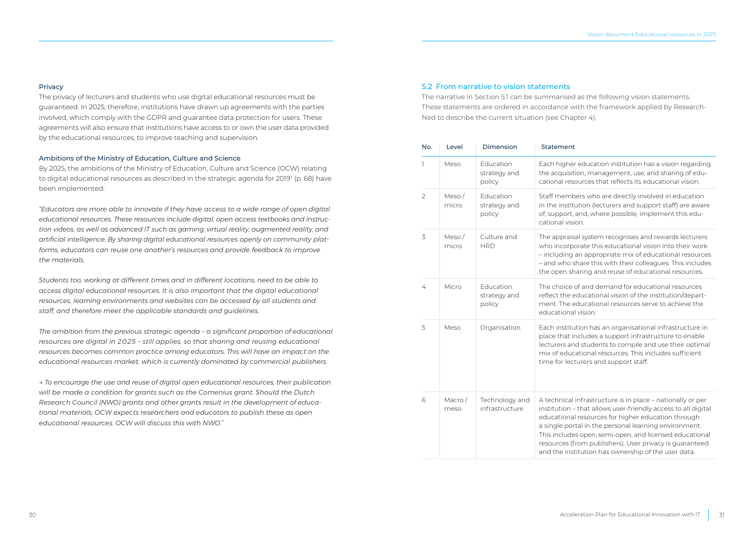### Privacy

The privacy of lecturers and students who use digital educational resources must be guaranteed. In 2025, therefore, institutions have drawn up agreements with the parties involved, which comply with the GDPR and guarantee data protection for users. These agreements will also ensure that institutions have access to or own the user data provided by the educational resources, to improve teaching and supervision.

### Ambitions of the Ministry of Education, Culture and Science

By 2025, the ambitions of the Ministry of Education, Culture and Science (OCW) relating to digital educational resources as described in the strategic agenda for 2019[7] (p. 68) have been implemented:

*"Educators are more able to innovate if they have access to a wide range of open digital educational resources. These resources include digital, open access textbooks and instruction videos, as well as advanced IT such as gaming, virtual reality, augmented reality, and artificial intelligence. By sharing digital educational resources openly on community platforms, educators can reuse one another's resources and provide feedback to improve the materials.*

*Students too, working at different times and in different locations, need to be able to access digital educational resources. It is also important that the digital educational resources, learning environments and websites can be accessed by all students and staff, and therefore meet the applicable standards and guidelines.*

*The ambition from the previous strategic agenda – a significant proportion of educational resources are digital in 2025 – still applies, so that sharing and reusing educational resources becomes common practice among educators. This will have an impact on the educational resources market, which is currently dominated by commercial publishers.*

*→ To encourage the use and reuse of digital open educational resources, their publication will be made a condition for grants such as the Comenius grant. Should the Dutch Research Council (NWO) grants and other grants result in the development of educational materials, OCW expects researchers and educators to publish these as open educational resources. OCW will discuss this with NWO."*

## 5.2 From narrative to vision statements

The narrative in Section 5.1 can be summarised as the following vision statements. These statements are ordered in accordance with the framework applied by ResearchNed to describe the current situation (see Chapter 4).

| No. | Level | Dimension | Statement |
|---|---|---|---|
| 1 | Meso | Education strategy and policy | Each higher education institution has a vision regarding the acquisition, management, use, and sharing of educational resources that reflects its educational vision. |
| 2 | Meso / micro | Education strategy and policy | Staff members who are directly involved in education in the institution (lecturers and support staff) are aware of, support, and, where possible, implement this educational vision. |
| 3 | Meso / micro | Culture and HRD | The appraisal system recognises and rewards lecturers who incorporate this educational vision into their work – including an appropriate mix of educational resources – and who share this with their colleagues. This includes the open sharing and reuse of educational resources. |
| 4 | Micro | Education strategy and policy | The choice of and demand for educational resources reflect the educational vision of the institution/department. The educational resources serve to achieve the educational vision. |
| 5 | Meso | Organisation | Each institution has an organisational infrastructure in place that includes a support infrastructure to enable lecturers and students to compile and use their optimal mix of educational resources. This includes sufficient time for lecturers and support staff. |
| 6 | Macro / meso | Technology and infrastructure | A technical infrastructure is in place – nationally or per institution – that allows user-friendly access to all digital educational resources for higher education through a single portal in the personal learning environment. This includes open, semi-open, and licensed educational resources (from publishers). User privacy is guaranteed and the institution has ownership of the user data. |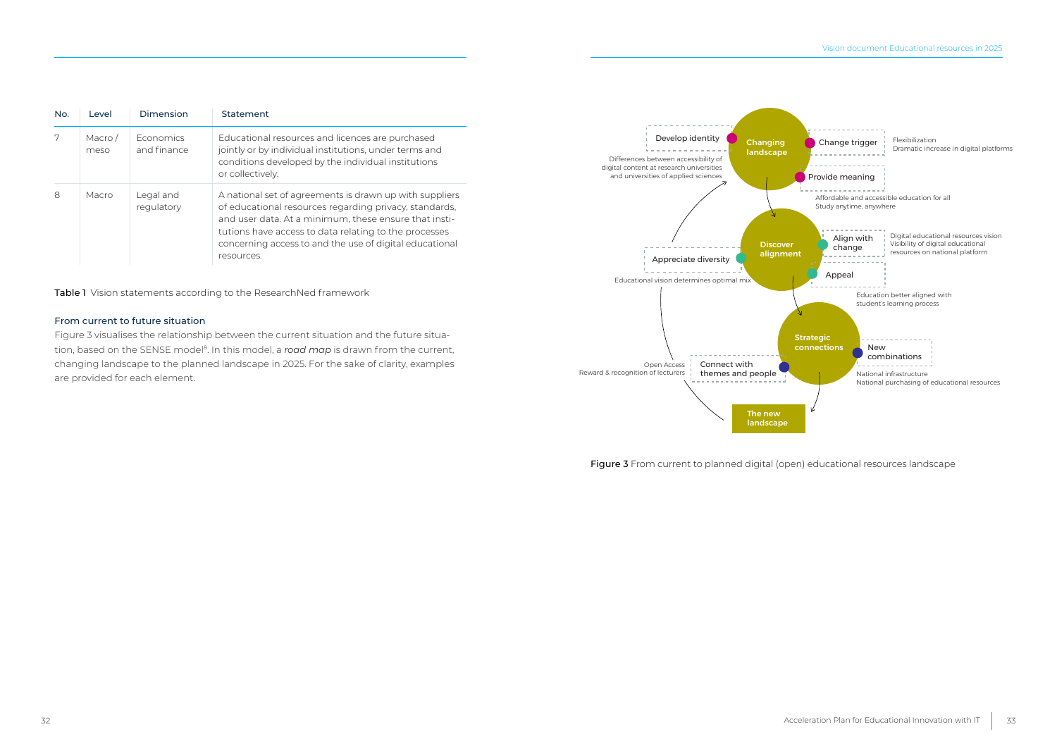| No. | Level | Dimension | Statement |
|---|---|---|---|
| 7 | Macro / meso | Economics and finance | Educational resources and licences are purchased jointly or by individual institutions, under terms and conditions developed by the individual institutions or collectively. |
| 8 | Macro | Legal and regulatory | A national set of agreements is drawn up with suppliers of educational resources regarding privacy, standards, and user data. At a minimum, these ensure that institutions have access to data relating to the processes concerning access to and the use of digital educational resources. |

**Table 1** Vision statements according to the ResearchNed framework

### From current to future situation

Figure 3 visualises the relationship between the current situation and the future situation, based on the SENSE model[8]. In this model, a *road map* is drawn from the current, changing landscape to the planned landscape in 2025. For the sake of clarity, examples are provided for each element.

Changing landscape

- Develop identity — Differences between accessibility of digital content at research universities and universities of applied sciences
- Change trigger — Flexibilization; Dramatic increase in digital platforms
- Provide meaning — Affordable and accessible education for all; Study anytime, anywhere

Discover alignment

- Appreciate diversity — Educational vision determines optimal mix
- Align with change — Digital educational resources vision; Visibility of digital educational resources on national platform
- Appeal — Education better aligned with student's learning process

Strategic connections

- Connect with themes and people — Open Access; Reward & recognition of lecturers
- New combinations — National infrastructure; National purchasing of educational resources

The new landscape

**Figure 3** From current to planned digital (open) educational resources landscape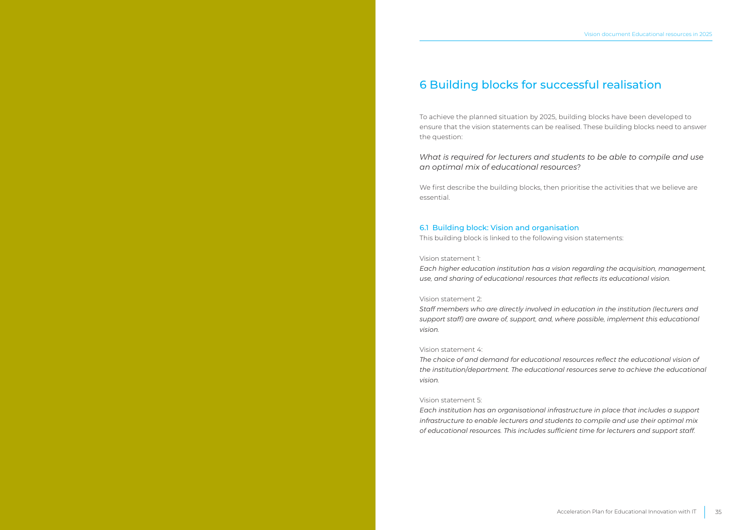# 6 Building blocks for successful realisation

To achieve the planned situation by 2025, building blocks have been developed to ensure that the vision statements can be realised. These building blocks need to answer the question:

*What is required for lecturers and students to be able to compile and use an optimal mix of educational resources?*

We first describe the building blocks, then prioritise the activities that we believe are essential.

## 6.1 Building block: Vision and organisation

This building block is linked to the following vision statements:

Vision statement 1:
*Each higher education institution has a vision regarding the acquisition, management, use, and sharing of educational resources that reflects its educational vision.*

Vision statement 2:
*Staff members who are directly involved in education in the institution (lecturers and support staff) are aware of, support, and, where possible, implement this educational vision.*

Vision statement 4:
*The choice of and demand for educational resources reflect the educational vision of the institution/department. The educational resources serve to achieve the educational vision.*

Vision statement 5:
*Each institution has an organisational infrastructure in place that includes a support infrastructure to enable lecturers and students to compile and use their optimal mix of educational resources. This includes sufficient time for lecturers and support staff.*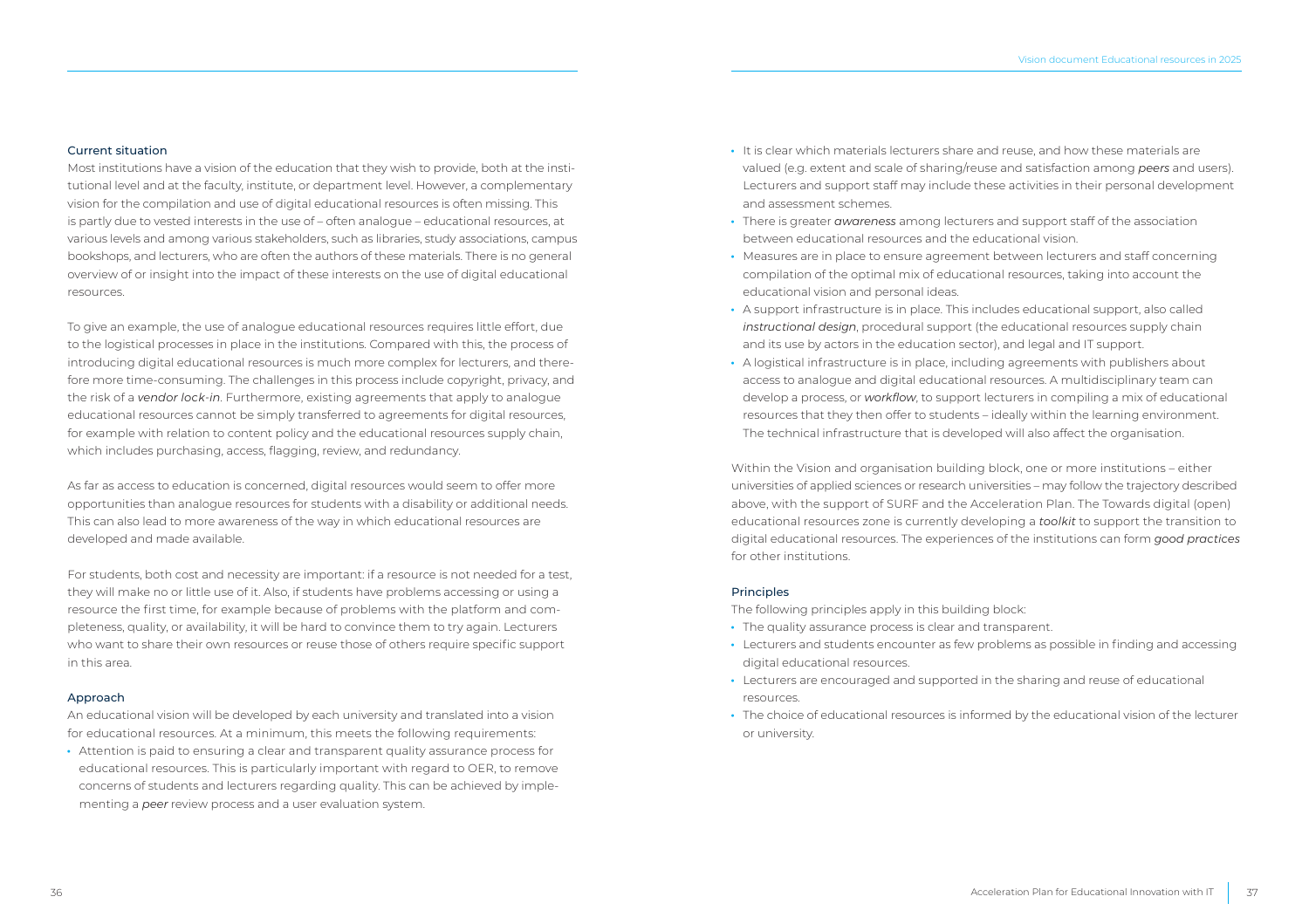### Current situation

Most institutions have a vision of the education that they wish to provide, both at the institutional level and at the faculty, institute, or department level. However, a complementary vision for the compilation and use of digital educational resources is often missing. This is partly due to vested interests in the use of – often analogue – educational resources, at various levels and among various stakeholders, such as libraries, study associations, campus bookshops, and lecturers, who are often the authors of these materials. There is no general overview of or insight into the impact of these interests on the use of digital educational resources.

To give an example, the use of analogue educational resources requires little effort, due to the logistical processes in place in the institutions. Compared with this, the process of introducing digital educational resources is much more complex for lecturers, and therefore more time-consuming. The challenges in this process include copyright, privacy, and the risk of a *vendor lock-in*. Furthermore, existing agreements that apply to analogue educational resources cannot be simply transferred to agreements for digital resources, for example with relation to content policy and the educational resources supply chain, which includes purchasing, access, flagging, review, and redundancy.

As far as access to education is concerned, digital resources would seem to offer more opportunities than analogue resources for students with a disability or additional needs. This can also lead to more awareness of the way in which educational resources are developed and made available.

For students, both cost and necessity are important: if a resource is not needed for a test, they will make no or little use of it. Also, if students have problems accessing or using a resource the first time, for example because of problems with the platform and completeness, quality, or availability, it will be hard to convince them to try again. Lecturers who want to share their own resources or reuse those of others require specific support in this area.

### Approach

An educational vision will be developed by each university and translated into a vision for educational resources. At a minimum, this meets the following requirements:

- Attention is paid to ensuring a clear and transparent quality assurance process for educational resources. This is particularly important with regard to OER, to remove concerns of students and lecturers regarding quality. This can be achieved by implementing a *peer* review process and a user evaluation system.
- It is clear which materials lecturers share and reuse, and how these materials are valued (e.g. extent and scale of sharing/reuse and satisfaction among *peers* and users). Lecturers and support staff may include these activities in their personal development and assessment schemes.
- There is greater *awareness* among lecturers and support staff of the association between educational resources and the educational vision.
- Measures are in place to ensure agreement between lecturers and staff concerning compilation of the optimal mix of educational resources, taking into account the educational vision and personal ideas.
- A support infrastructure is in place. This includes educational support, also called *instructional design*, procedural support (the educational resources supply chain and its use by actors in the education sector), and legal and IT support.
- A logistical infrastructure is in place, including agreements with publishers about access to analogue and digital educational resources. A multidisciplinary team can develop a process, or *workflow*, to support lecturers in compiling a mix of educational resources that they then offer to students – ideally within the learning environment. The technical infrastructure that is developed will also affect the organisation.

Within the Vision and organisation building block, one or more institutions – either universities of applied sciences or research universities – may follow the trajectory described above, with the support of SURF and the Acceleration Plan. The Towards digital (open) educational resources zone is currently developing a *toolkit* to support the transition to digital educational resources. The experiences of the institutions can form *good practices* for other institutions.

### Principles

The following principles apply in this building block:

- The quality assurance process is clear and transparent.
- Lecturers and students encounter as few problems as possible in finding and accessing digital educational resources.
- Lecturers are encouraged and supported in the sharing and reuse of educational resources.
- The choice of educational resources is informed by the educational vision of the lecturer or university.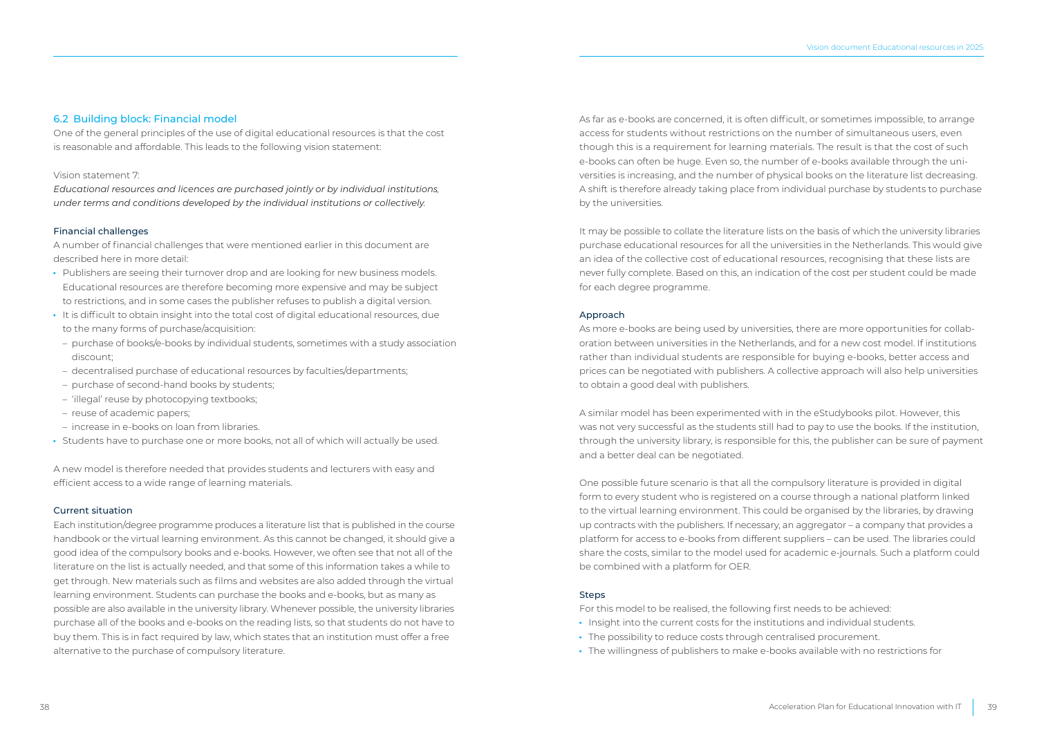## 6.2 Building block: Financial model

One of the general principles of the use of digital educational resources is that the cost is reasonable and affordable. This leads to the following vision statement:

Vision statement 7:

*Educational resources and licences are purchased jointly or by individual institutions, under terms and conditions developed by the individual institutions or collectively.*

### Financial challenges

A number of financial challenges that were mentioned earlier in this document are described here in more detail:

- Publishers are seeing their turnover drop and are looking for new business models. Educational resources are therefore becoming more expensive and may be subject to restrictions, and in some cases the publisher refuses to publish a digital version.
- It is difficult to obtain insight into the total cost of digital educational resources, due to the many forms of purchase/acquisition:
  - purchase of books/e-books by individual students, sometimes with a study association discount;
  - decentralised purchase of educational resources by faculties/departments;
  - purchase of second-hand books by students;
  - 'illegal' reuse by photocopying textbooks;
  - reuse of academic papers;
  - increase in e-books on loan from libraries.
- Students have to purchase one or more books, not all of which will actually be used.

A new model is therefore needed that provides students and lecturers with easy and efficient access to a wide range of learning materials.

### Current situation

Each institution/degree programme produces a literature list that is published in the course handbook or the virtual learning environment. As this cannot be changed, it should give a good idea of the compulsory books and e-books. However, we often see that not all of the literature on the list is actually needed, and that some of this information takes a while to get through. New materials such as films and websites are also added through the virtual learning environment. Students can purchase the books and e-books, but as many as possible are also available in the university library. Whenever possible, the university libraries purchase all of the books and e-books on the reading lists, so that students do not have to buy them. This is in fact required by law, which states that an institution must offer a free alternative to the purchase of compulsory literature.

As far as e-books are concerned, it is often difficult, or sometimes impossible, to arrange access for students without restrictions on the number of simultaneous users, even though this is a requirement for learning materials. The result is that the cost of such e-books can often be huge. Even so, the number of e-books available through the universities is increasing, and the number of physical books on the literature list decreasing. A shift is therefore already taking place from individual purchase by students to purchase by the universities.

It may be possible to collate the literature lists on the basis of which the university libraries purchase educational resources for all the universities in the Netherlands. This would give an idea of the collective cost of educational resources, recognising that these lists are never fully complete. Based on this, an indication of the cost per student could be made for each degree programme.

### Approach

As more e-books are being used by universities, there are more opportunities for collaboration between universities in the Netherlands, and for a new cost model. If institutions rather than individual students are responsible for buying e-books, better access and prices can be negotiated with publishers. A collective approach will also help universities to obtain a good deal with publishers.

A similar model has been experimented with in the eStudybooks pilot. However, this was not very successful as the students still had to pay to use the books. If the institution, through the university library, is responsible for this, the publisher can be sure of payment and a better deal can be negotiated.

One possible future scenario is that all the compulsory literature is provided in digital form to every student who is registered on a course through a national platform linked to the virtual learning environment. This could be organised by the libraries, by drawing up contracts with the publishers. If necessary, an aggregator – a company that provides a platform for access to e-books from different suppliers – can be used. The libraries could share the costs, similar to the model used for academic e-journals. Such a platform could be combined with a platform for OER.

### Steps

For this model to be realised, the following first needs to be achieved:

- Insight into the current costs for the institutions and individual students.
- The possibility to reduce costs through centralised procurement.
- The willingness of publishers to make e-books available with no restrictions for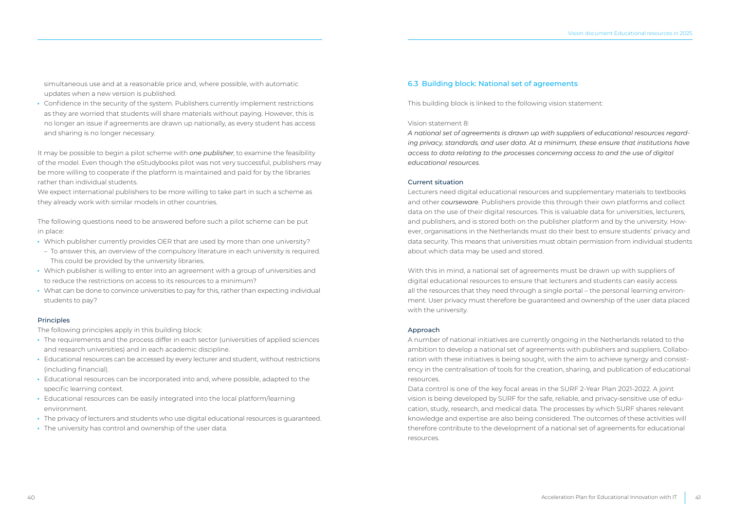simultaneous use and at a reasonable price and, where possible, with automatic updates when a new version is published.

- Confidence in the security of the system. Publishers currently implement restrictions as they are worried that students will share materials without paying. However, this is no longer an issue if agreements are drawn up nationally, as every student has access and sharing is no longer necessary.

It may be possible to begin a pilot scheme with *one publisher*, to examine the feasibility of the model. Even though the eStudybooks pilot was not very successful, publishers may be more willing to cooperate if the platform is maintained and paid for by the libraries rather than individual students.
We expect international publishers to be more willing to take part in such a scheme as they already work with similar models in other countries.

The following questions need to be answered before such a pilot scheme can be put in place:

- Which publisher currently provides OER that are used by more than one university?
  - To answer this, an overview of the compulsory literature in each university is required. This could be provided by the university libraries.
- Which publisher is willing to enter into an agreement with a group of universities and to reduce the restrictions on access to its resources to a minimum?
- What can be done to convince universities to pay for this, rather than expecting individual students to pay?

### Principles

The following principles apply in this building block:

- The requirements and the process differ in each sector (universities of applied sciences and research universities) and in each academic discipline.
- Educational resources can be accessed by every lecturer and student, without restrictions (including financial).
- Educational resources can be incorporated into and, where possible, adapted to the specific learning context.
- Educational resources can be easily integrated into the local platform/learning environment.
- The privacy of lecturers and students who use digital educational resources is guaranteed.
- The university has control and ownership of the user data.

## 6.3 Building block: National set of agreements

This building block is linked to the following vision statement:

Vision statement 8:
*A national set of agreements is drawn up with suppliers of educational resources regarding privacy, standards, and user data. At a minimum, these ensure that institutions have access to data relating to the processes concerning access to and the use of digital educational resources.*

### Current situation

Lecturers need digital educational resources and supplementary materials to textbooks and other *courseware*. Publishers provide this through their own platforms and collect data on the use of their digital resources. This is valuable data for universities, lecturers, and publishers, and is stored both on the publisher platform and by the university. However, organisations in the Netherlands must do their best to ensure students' privacy and data security. This means that universities must obtain permission from individual students about which data may be used and stored.

With this in mind, a national set of agreements must be drawn up with suppliers of digital educational resources to ensure that lecturers and students can easily access all the resources that they need through a single portal – the personal learning environment. User privacy must therefore be guaranteed and ownership of the user data placed with the university.

### Approach

A number of national initiatives are currently ongoing in the Netherlands related to the ambition to develop a national set of agreements with publishers and suppliers. Collaboration with these initiatives is being sought, with the aim to achieve synergy and consistency in the centralisation of tools for the creation, sharing, and publication of educational resources.
Data control is one of the key focal areas in the SURF 2-Year Plan 2021-2022. A joint vision is being developed by SURF for the safe, reliable, and privacy-sensitive use of education, study, research, and medical data. The processes by which SURF shares relevant knowledge and expertise are also being considered. The outcomes of these activities will therefore contribute to the development of a national set of agreements for educational resources.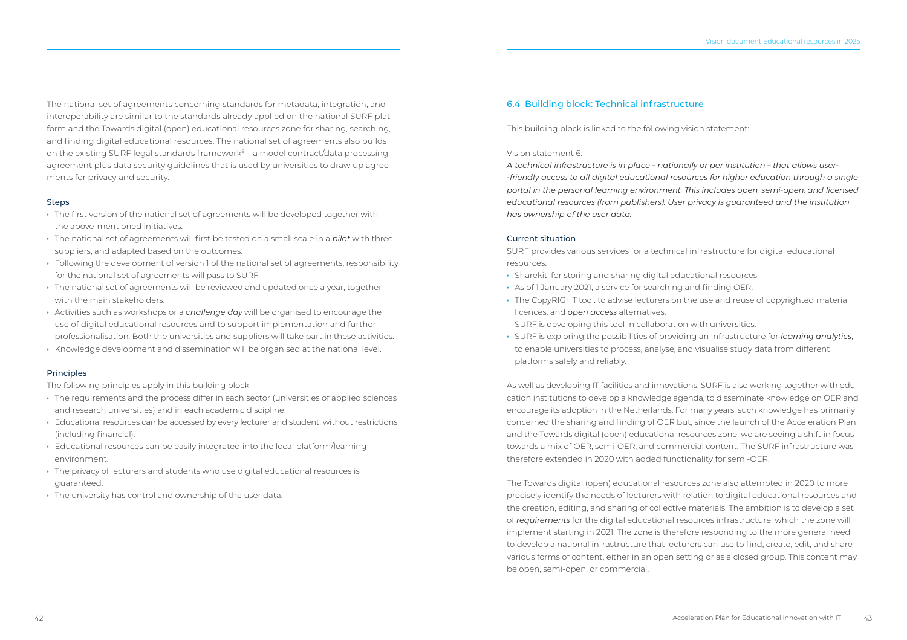The national set of agreements concerning standards for metadata, integration, and interoperability are similar to the standards already applied on the national SURF platform and the Towards digital (open) educational resources zone for sharing, searching, and finding digital educational resources. The national set of agreements also builds on the existing SURF legal standards framework[9] – a model contract/data processing agreement plus data security guidelines that is used by universities to draw up agreements for privacy and security.

### Steps

- The first version of the national set of agreements will be developed together with the above-mentioned initiatives.
- The national set of agreements will first be tested on a small scale in a *pilot* with three suppliers, and adapted based on the outcomes.
- Following the development of version 1 of the national set of agreements, responsibility for the national set of agreements will pass to SURF.
- The national set of agreements will be reviewed and updated once a year, together with the main stakeholders.
- Activities such as workshops or a *challenge day* will be organised to encourage the use of digital educational resources and to support implementation and further professionalisation. Both the universities and suppliers will take part in these activities.
- Knowledge development and dissemination will be organised at the national level.

### Principles

The following principles apply in this building block:

- The requirements and the process differ in each sector (universities of applied sciences and research universities) and in each academic discipline.
- Educational resources can be accessed by every lecturer and student, without restrictions (including financial).
- Educational resources can be easily integrated into the local platform/learning environment.
- The privacy of lecturers and students who use digital educational resources is guaranteed.
- The university has control and ownership of the user data.

## 6.4 Building block: Technical infrastructure

This building block is linked to the following vision statement:

Vision statement 6:

*A technical infrastructure is in place – nationally or per institution – that allows user-friendly access to all digital educational resources for higher education through a single portal in the personal learning environment. This includes open, semi-open, and licensed educational resources (from publishers). User privacy is guaranteed and the institution has ownership of the user data.*

### Current situation

SURF provides various services for a technical infrastructure for digital educational resources:

- Sharekit: for storing and sharing digital educational resources.
- As of 1 January 2021, a service for searching and finding OER.
- The CopyRIGHT tool: to advise lecturers on the use and reuse of copyrighted material, licences, and *open access* alternatives.
  SURF is developing this tool in collaboration with universities.
- SURF is exploring the possibilities of providing an infrastructure for *learning analytics*, to enable universities to process, analyse, and visualise study data from different platforms safely and reliably.

As well as developing IT facilities and innovations, SURF is also working together with education institutions to develop a knowledge agenda, to disseminate knowledge on OER and encourage its adoption in the Netherlands. For many years, such knowledge has primarily concerned the sharing and finding of OER but, since the launch of the Acceleration Plan and the Towards digital (open) educational resources zone, we are seeing a shift in focus towards a mix of OER, semi-OER, and commercial content. The SURF infrastructure was therefore extended in 2020 with added functionality for semi-OER.

The Towards digital (open) educational resources zone also attempted in 2020 to more precisely identify the needs of lecturers with relation to digital educational resources and the creation, editing, and sharing of collective materials. The ambition is to develop a set of *requirements* for the digital educational resources infrastructure, which the zone will implement starting in 2021. The zone is therefore responding to the more general need to develop a national infrastructure that lecturers can use to find, create, edit, and share various forms of content, either in an open setting or as a closed group. This content may be open, semi-open, or commercial.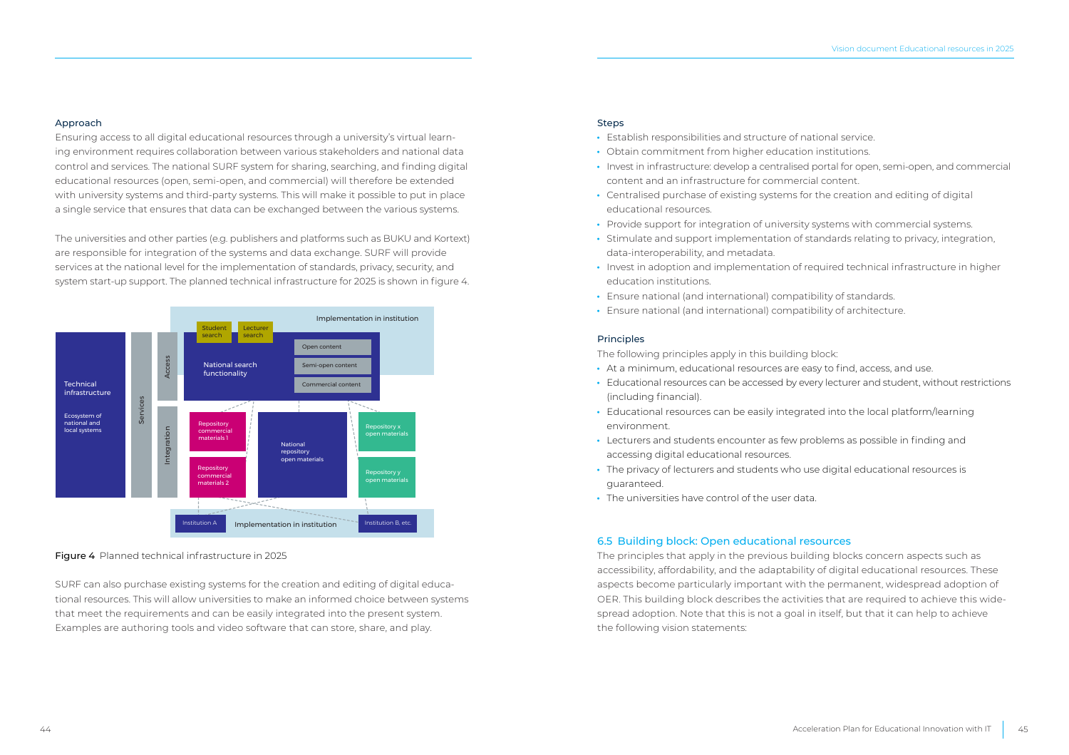### Approach

Ensuring access to all digital educational resources through a university's virtual learning environment requires collaboration between various stakeholders and national data control and services. The national SURF system for sharing, searching, and finding digital educational resources (open, semi-open, and commercial) will therefore be extended with university systems and third-party systems. This will make it possible to put in place a single service that ensures that data can be exchanged between the various systems.

The universities and other parties (e.g. publishers and platforms such as BUKU and Kortext) are responsible for integration of the systems and data exchange. SURF will provide services at the national level for the implementation of standards, privacy, security, and system start-up support. The planned technical infrastructure for 2025 is shown in figure 4.

**Figure 4** Planned technical infrastructure in 2025

SURF can also purchase existing systems for the creation and editing of digital educational resources. This will allow universities to make an informed choice between systems that meet the requirements and can be easily integrated into the present system. Examples are authoring tools and video software that can store, share, and play.

### Steps

- Establish responsibilities and structure of national service.
- Obtain commitment from higher education institutions.
- Invest in infrastructure: develop a centralised portal for open, semi-open, and commercial content and an infrastructure for commercial content.
- Centralised purchase of existing systems for the creation and editing of digital educational resources.
- Provide support for integration of university systems with commercial systems.
- Stimulate and support implementation of standards relating to privacy, integration, data-interoperability, and metadata.
- Invest in adoption and implementation of required technical infrastructure in higher education institutions.
- Ensure national (and international) compatibility of standards.
- Ensure national (and international) compatibility of architecture.

### Principles

The following principles apply in this building block:

- At a minimum, educational resources are easy to find, access, and use.
- Educational resources can be accessed by every lecturer and student, without restrictions (including financial).
- Educational resources can be easily integrated into the local platform/learning environment.
- Lecturers and students encounter as few problems as possible in finding and accessing digital educational resources.
- The privacy of lecturers and students who use digital educational resources is guaranteed.
- The universities have control of the user data.

## 6.5 Building block: Open educational resources

The principles that apply in the previous building blocks concern aspects such as accessibility, affordability, and the adaptability of digital educational resources. These aspects become particularly important with the permanent, widespread adoption of OER. This building block describes the activities that are required to achieve this widespread adoption. Note that this is not a goal in itself, but that it can help to achieve the following vision statements: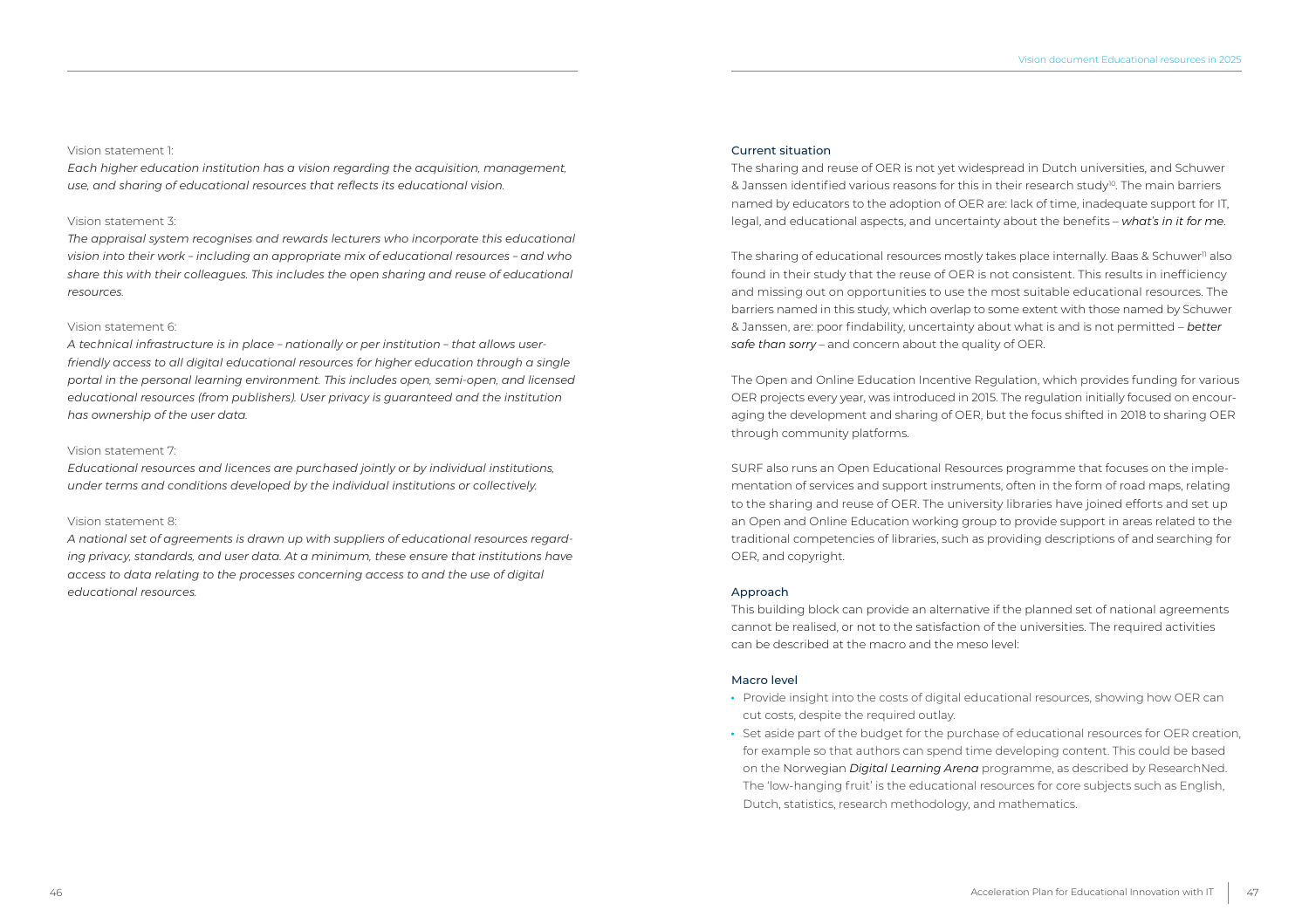Vision statement 1:

*Each higher education institution has a vision regarding the acquisition, management, use, and sharing of educational resources that reflects its educational vision.*

Vision statement 3:

*The appraisal system recognises and rewards lecturers who incorporate this educational vision into their work – including an appropriate mix of educational resources – and who share this with their colleagues. This includes the open sharing and reuse of educational resources.*

Vision statement 6:

*A technical infrastructure is in place – nationally or per institution – that allows user-friendly access to all digital educational resources for higher education through a single portal in the personal learning environment. This includes open, semi-open, and licensed educational resources (from publishers). User privacy is guaranteed and the institution has ownership of the user data.*

Vision statement 7:

*Educational resources and licences are purchased jointly or by individual institutions, under terms and conditions developed by the individual institutions or collectively.*

Vision statement 8:

*A national set of agreements is drawn up with suppliers of educational resources regarding privacy, standards, and user data. At a minimum, these ensure that institutions have access to data relating to the processes concerning access to and the use of digital educational resources.*

### Current situation

The sharing and reuse of OER is not yet widespread in Dutch universities, and Schuwer & Janssen identified various reasons for this in their research study[10]. The main barriers named by educators to the adoption of OER are: lack of time, inadequate support for IT, legal, and educational aspects, and uncertainty about the benefits – *what's in it for me*.

The sharing of educational resources mostly takes place internally. Baas & Schuwer[11] also found in their study that the reuse of OER is not consistent. This results in inefficiency and missing out on opportunities to use the most suitable educational resources. The barriers named in this study, which overlap to some extent with those named by Schuwer & Janssen, are: poor findability, uncertainty about what is and is not permitted – *better safe than sorry* – and concern about the quality of OER.

The Open and Online Education Incentive Regulation, which provides funding for various OER projects every year, was introduced in 2015. The regulation initially focused on encouraging the development and sharing of OER, but the focus shifted in 2018 to sharing OER through community platforms.

SURF also runs an Open Educational Resources programme that focuses on the implementation of services and support instruments, often in the form of road maps, relating to the sharing and reuse of OER. The university libraries have joined efforts and set up an Open and Online Education working group to provide support in areas related to the traditional competencies of libraries, such as providing descriptions of and searching for OER, and copyright.

### Approach

This building block can provide an alternative if the planned set of national agreements cannot be realised, or not to the satisfaction of the universities. The required activities can be described at the macro and the meso level:

### Macro level

- Provide insight into the costs of digital educational resources, showing how OER can cut costs, despite the required outlay.
- Set aside part of the budget for the purchase of educational resources for OER creation, for example so that authors can spend time developing content. This could be based on the Norwegian *Digital Learning Arena* programme, as described by ResearchNed. The 'low-hanging fruit' is the educational resources for core subjects such as English, Dutch, statistics, research methodology, and mathematics.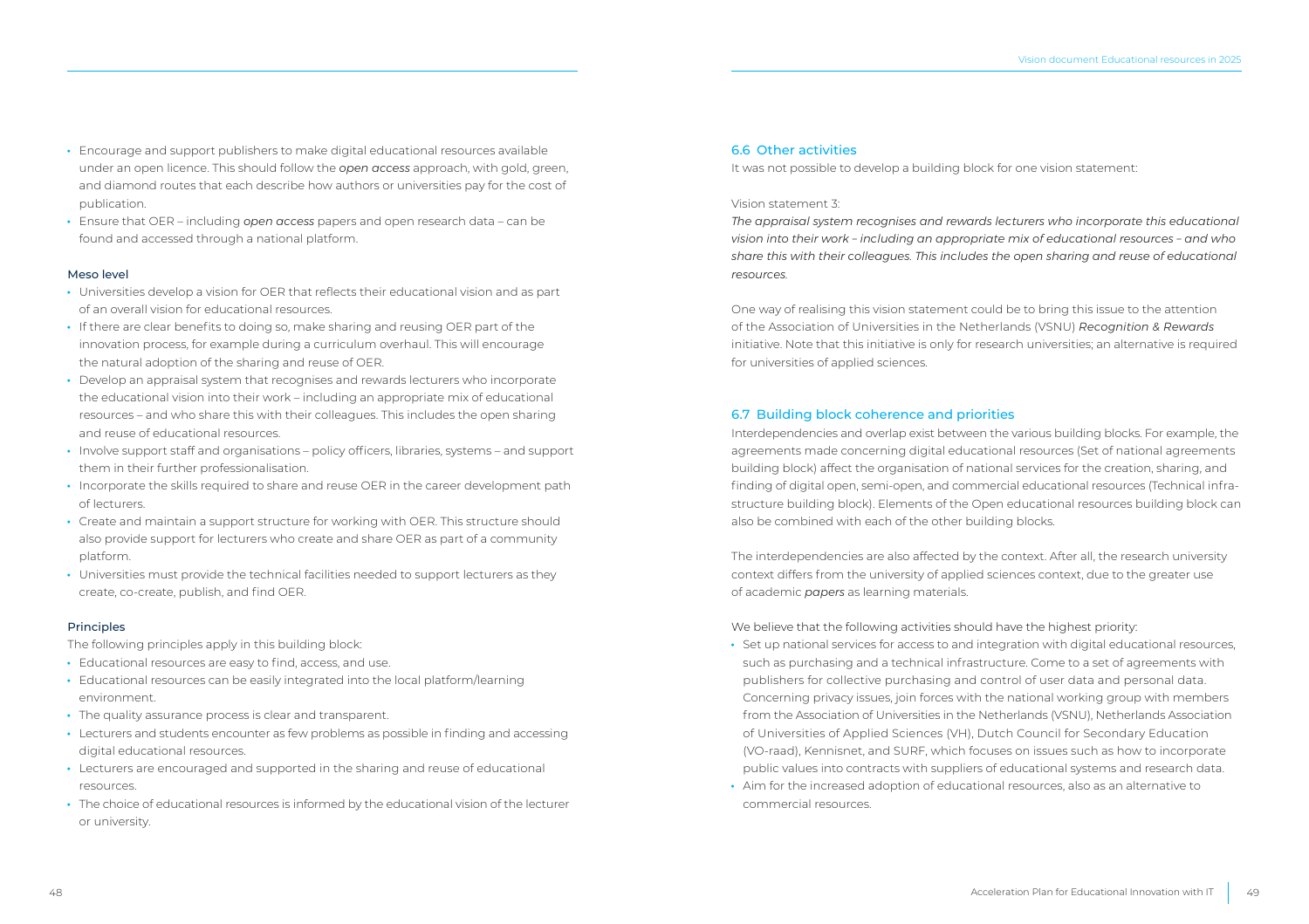- Encourage and support publishers to make digital educational resources available under an open licence. This should follow the *open access* approach, with gold, green, and diamond routes that each describe how authors or universities pay for the cost of publication.
- Ensure that OER – including *open access* papers and open research data – can be found and accessed through a national platform.

### Meso level

- Universities develop a vision for OER that reflects their educational vision and as part of an overall vision for educational resources.
- If there are clear benefits to doing so, make sharing and reusing OER part of the innovation process, for example during a curriculum overhaul. This will encourage the natural adoption of the sharing and reuse of OER.
- Develop an appraisal system that recognises and rewards lecturers who incorporate the educational vision into their work – including an appropriate mix of educational resources – and who share this with their colleagues. This includes the open sharing and reuse of educational resources.
- Involve support staff and organisations – policy officers, libraries, systems – and support them in their further professionalisation.
- Incorporate the skills required to share and reuse OER in the career development path of lecturers.
- Create and maintain a support structure for working with OER. This structure should also provide support for lecturers who create and share OER as part of a community platform.
- Universities must provide the technical facilities needed to support lecturers as they create, co-create, publish, and find OER.

### Principles

The following principles apply in this building block:

- Educational resources are easy to find, access, and use.
- Educational resources can be easily integrated into the local platform/learning environment.
- The quality assurance process is clear and transparent.
- Lecturers and students encounter as few problems as possible in finding and accessing digital educational resources.
- Lecturers are encouraged and supported in the sharing and reuse of educational resources.
- The choice of educational resources is informed by the educational vision of the lecturer or university.

## 6.6 Other activities

It was not possible to develop a building block for one vision statement:

Vision statement 3:
*The appraisal system recognises and rewards lecturers who incorporate this educational vision into their work – including an appropriate mix of educational resources – and who share this with their colleagues. This includes the open sharing and reuse of educational resources.*

One way of realising this vision statement could be to bring this issue to the attention of the Association of Universities in the Netherlands (VSNU) *Recognition & Rewards* initiative. Note that this initiative is only for research universities; an alternative is required for universities of applied sciences.

## 6.7 Building block coherence and priorities

Interdependencies and overlap exist between the various building blocks. For example, the agreements made concerning digital educational resources (Set of national agreements building block) affect the organisation of national services for the creation, sharing, and finding of digital open, semi-open, and commercial educational resources (Technical infrastructure building block). Elements of the Open educational resources building block can also be combined with each of the other building blocks.

The interdependencies are also affected by the context. After all, the research university context differs from the university of applied sciences context, due to the greater use of academic *papers* as learning materials.

We believe that the following activities should have the highest priority:

- Set up national services for access to and integration with digital educational resources, such as purchasing and a technical infrastructure. Come to a set of agreements with publishers for collective purchasing and control of user data and personal data. Concerning privacy issues, join forces with the national working group with members from the Association of Universities in the Netherlands (VSNU), Netherlands Association of Universities of Applied Sciences (VH), Dutch Council for Secondary Education (VO-raad), Kennisnet, and SURF, which focuses on issues such as how to incorporate public values into contracts with suppliers of educational systems and research data.
- Aim for the increased adoption of educational resources, also as an alternative to commercial resources.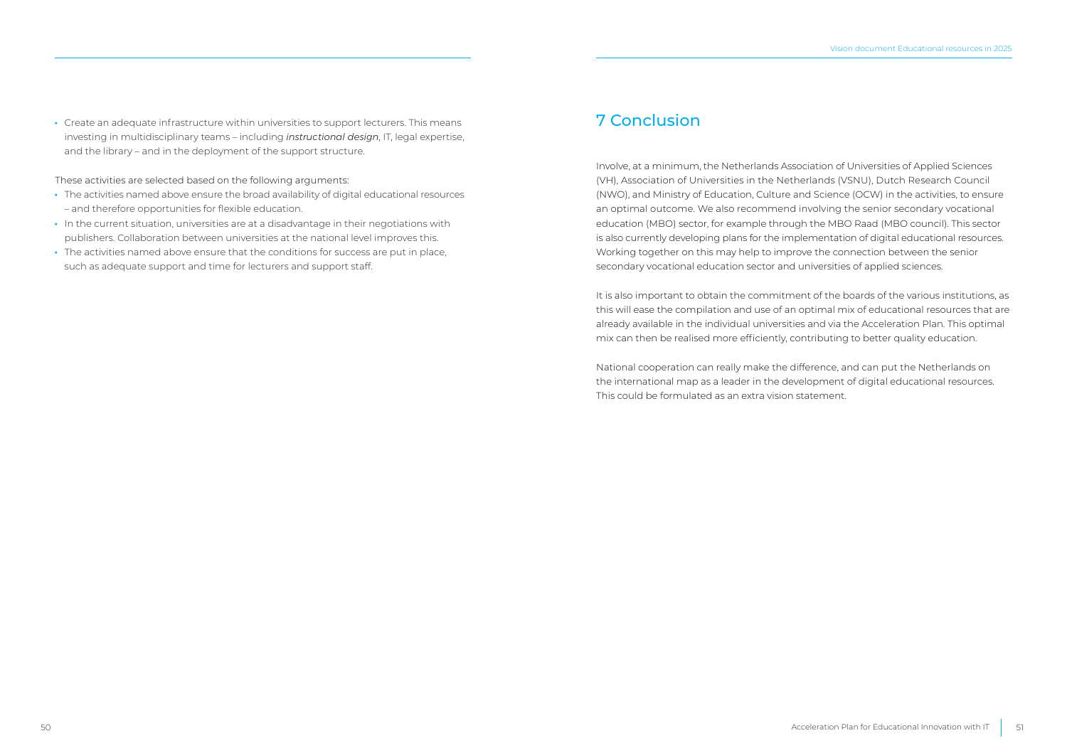- Create an adequate infrastructure within universities to support lecturers. This means investing in multidisciplinary teams – including *instructional design*, IT, legal expertise, and the library – and in the deployment of the support structure.

These activities are selected based on the following arguments:

- The activities named above ensure the broad availability of digital educational resources – and therefore opportunities for flexible education.
- In the current situation, universities are at a disadvantage in their negotiations with publishers. Collaboration between universities at the national level improves this.
- The activities named above ensure that the conditions for success are put in place, such as adequate support and time for lecturers and support staff.

# 7 Conclusion

Involve, at a minimum, the Netherlands Association of Universities of Applied Sciences (VH), Association of Universities in the Netherlands (VSNU), Dutch Research Council (NWO), and Ministry of Education, Culture and Science (OCW) in the activities, to ensure an optimal outcome. We also recommend involving the senior secondary vocational education (MBO) sector, for example through the MBO Raad (MBO council). This sector is also currently developing plans for the implementation of digital educational resources. Working together on this may help to improve the connection between the senior secondary vocational education sector and universities of applied sciences.

It is also important to obtain the commitment of the boards of the various institutions, as this will ease the compilation and use of an optimal mix of educational resources that are already available in the individual universities and via the Acceleration Plan. This optimal mix can then be realised more efficiently, contributing to better quality education.

National cooperation can really make the difference, and can put the Netherlands on the international map as a leader in the development of digital educational resources. This could be formulated as an extra vision statement.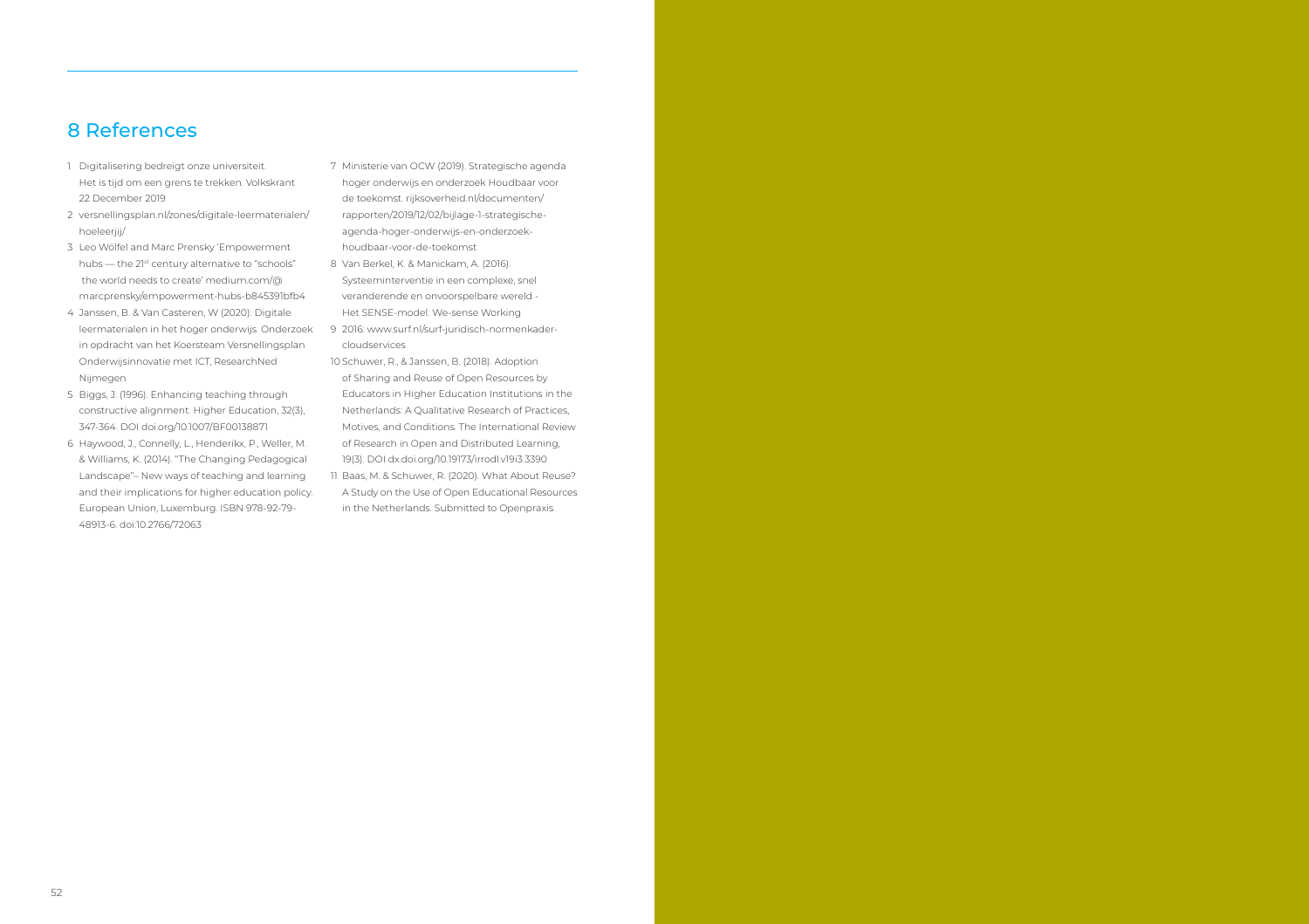## 8 References

1. Digitalisering bedreigt onze universiteit. Het is tijd om een grens te trekken. Volkskrant 22 December 2019
2. versnellingsplan.nl/zones/digitale-leermaterialen/hoeleerjij/
3. Leo Wölfel and Marc Prensky 'Empowerment hubs — the 21st century alternative to "schools" the world needs to create' medium.com/@marcprensky/empowerment-hubs-b845391bfb4
4. Janssen, B. & Van Casteren, W (2020): Digitale leermaterialen in het hoger onderwijs. Onderzoek in opdracht van het Koersteam Versnellingsplan Onderwijsinnovatie met ICT, ResearchNed Nijmegen
5. Biggs, J. (1996). Enhancing teaching through constructive alignment. Higher Education, 32(3), 347-364. DOI doi.org/10.1007/BF00138871
6. Haywood, J., Connelly, L., Henderikx, P., Weller, M. & Williams, K. (2014). "The Changing Pedagogical Landscape"– New ways of teaching and learning and their implications for higher education policy. European Union, Luxemburg. ISBN 978-92-79-48913-6. doi:10.2766/72063
7. Ministerie van OCW (2019). Strategische agenda hoger onderwijs en onderzoek Houdbaar voor de toekomst. rijksoverheid.nl/documenten/rapporten/2019/12/02/bijlage-1-strategische-agenda-hoger-onderwijs-en-onderzoek-houdbaar-voor-de-toekomst
8. Van Berkel, K. & Manickam, A. (2016). Systeeminterventie in een complexe, snel veranderende en onvoorspelbare wereld - Het SENSE-model. We-sense Working
9. 2016: www.surf.nl/surf-juridisch-normenkader-cloudservices
10. Schuwer, R., & Janssen, B. (2018). Adoption of Sharing and Reuse of Open Resources by Educators in Higher Education Institutions in the Netherlands: A Qualitative Research of Practices, Motives, and Conditions. The International Review of Research in Open and Distributed Learning, 19(3). DOI dx.doi.org/10.19173/irrodl.v19i3.3390
11. Baas, M. & Schuwer, R. (2020). What About Reuse? A Study on the Use of Open Educational Resources in the Netherlands. Submitted to Openpraxis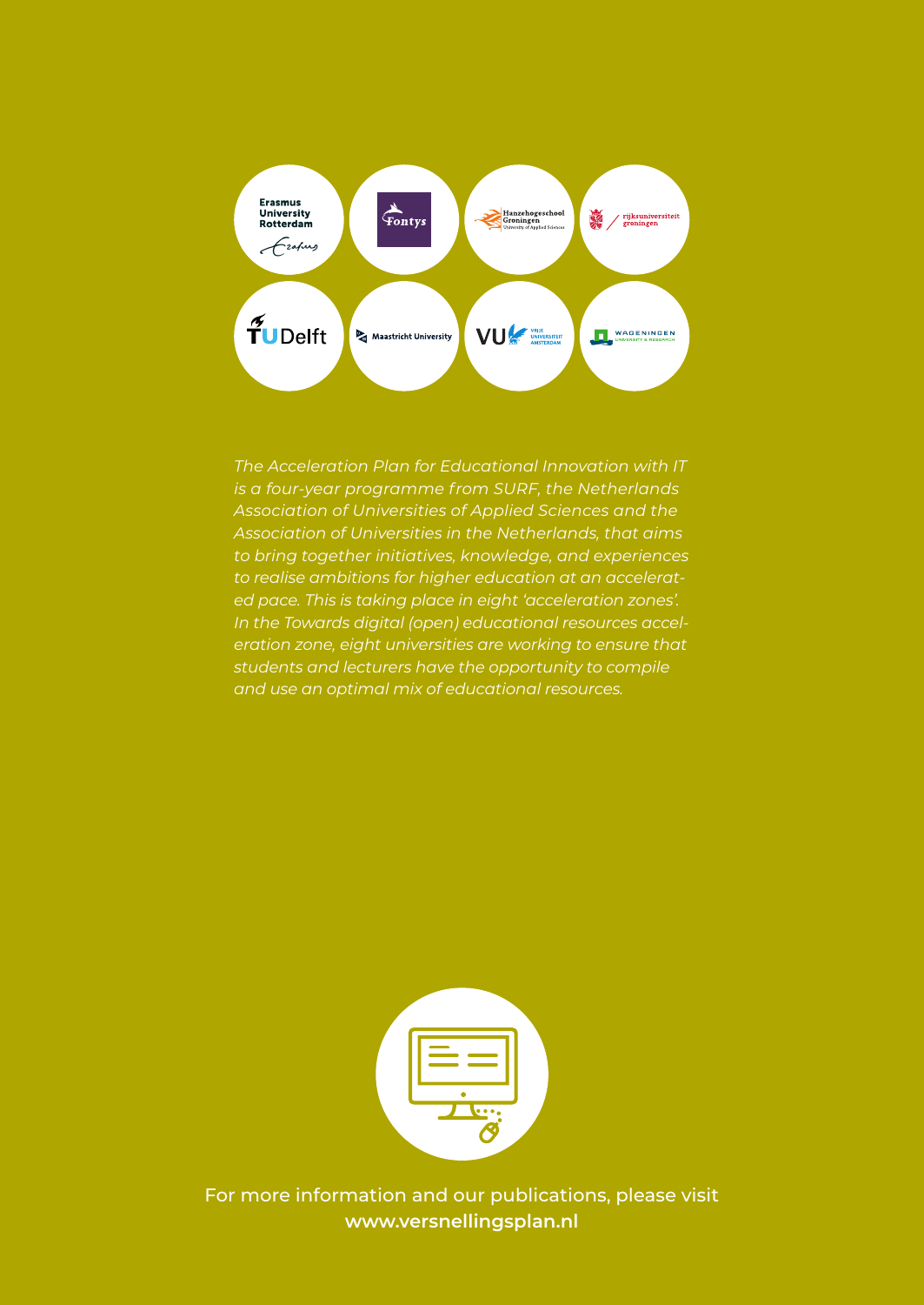*The Acceleration Plan for Educational Innovation with IT is a four-year programme from SURF, the Netherlands Association of Universities of Applied Sciences and the Association of Universities in the Netherlands, that aims to bring together initiatives, knowledge, and experiences to realise ambitions for higher education at an accelerated pace. This is taking place in eight 'acceleration zones'. In the Towards digital (open) educational resources acceleration zone, eight universities are working to ensure that students and lecturers have the opportunity to compile and use an optimal mix of educational resources.*

For more information and our publications, please visit
**www.versnellingsplan.nl**